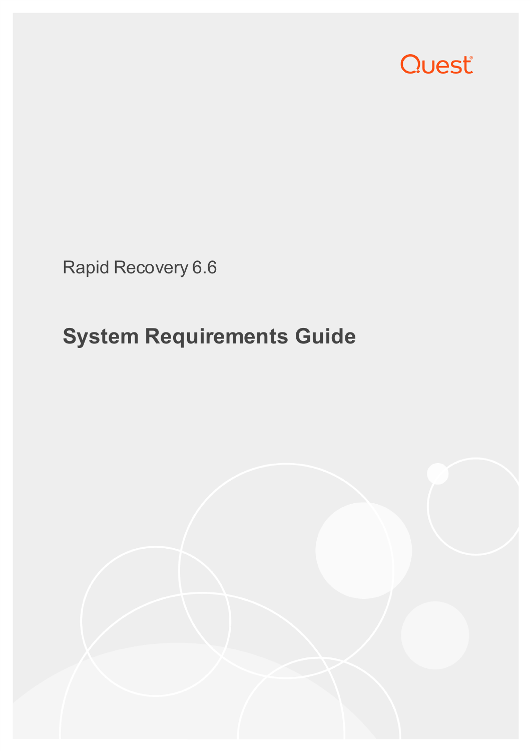Quest

Rapid Recovery 6.6

# System Requirements Guide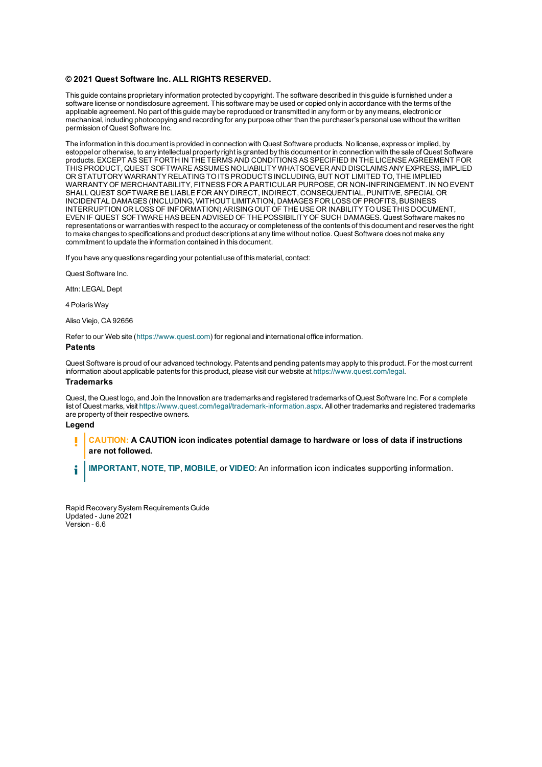**© 2021 Quest Software Inc. ALL RIGHTS RESERVED.**

This guide contains proprietary information protected by copyright. The software described in this guide is furnished under a software license or nondisclosure agreement. This software may be used or copied only in accordance with the terms of the applicable agreement. No part of this guide may be reproduced or transmitted in any form or by any means, electronic or mechanical, including photocopying and recording for any purpose other than the purchaser's personal use without the written permission of Quest Software Inc.

The information in this document is provided in connection with Quest Software products. No license, express or implied, by estoppel or otherwise, to any intellectual property right is granted by this document or in connection with the sale of Quest Software products. EXCEPT AS SET FORTH IN THE TERMS AND CONDITIONS AS SPECIFIED IN THE LICENSE AGREEMENT FOR THIS PRODUCT, QUEST SOFTWARE ASSUMES NO LIABILITY WHATSOEVER AND DISCLAIMS ANY EXPRESS, IMPLIED OR STATUTORY WARRANTY RELATING TO ITS PRODUCTS INCLUDING, BUT NOT LIMITED TO, THE IMPLIED WARRANTY OF MERCHANTABILITY, FITNESS FOR A PARTICULAR PURPOSE, OR NON-INFRINGEMENT. IN NO EVENT SHALL QUEST SOFTWARE BE LIABLE FOR ANY DIRECT, INDIRECT, CONSEQUENTIAL, PUNITIVE, SPECIAL OR INCIDENTAL DAMAGES (INCLUDING, WITHOUT LIMITATION, DAMAGES FOR LOSS OF PROFITS, BUSINESS INTERRUPTION OR LOSS OF INFORMATION) ARISING OUT OF THE USE OR INABILITY TO USE THIS DOCUMENT, EVEN IF QUEST SOFTWARE HAS BEEN ADVISED OF THE POSSIBILITY OF SUCH DAMAGES. Quest Software makes no representations or warranties with respect to the accuracy or completeness of the contents of this document and reserves the right to make changes to specifications and product descriptions at any time without notice. Quest Software does not make any commitment to update the information contained in this document.

If you have any questions regarding your potential use of this material, contact:

Quest Software Inc.

Attn: LEGAL Dept

4 Polaris Way

Aliso Viejo, CA 92656

Refer to our Web site (https://www.quest.com) for regional and international office information.

### Patents

Quest Software is proud of our advanced technology. Patents and pending patents may apply to this product. For the most current information about applicable patents for this product, please visit our website at https://www.quest.com/legal.

### Trademarks

Quest, the Quest logo, and Join the Innovation are trademarks and registered trademarks of Quest Software Inc. For a complete list of Quest marks, visit https://www.quest.com/legal/trademark-information.aspx. All other trademarks and registered trademarks are property of their respective owners.

### Legend

> **CAUTION: A CAUTION icon indicates potential damage to hardware or loss of data if instructions are not followed.**

> **IMPORTANT**, **NOTE**, **TIP**, **MOBILE**, or **VIDEO**: An information icon indicates supporting information.

Rapid Recovery System Requirements Guide
Updated - June 2021
Version - 6.6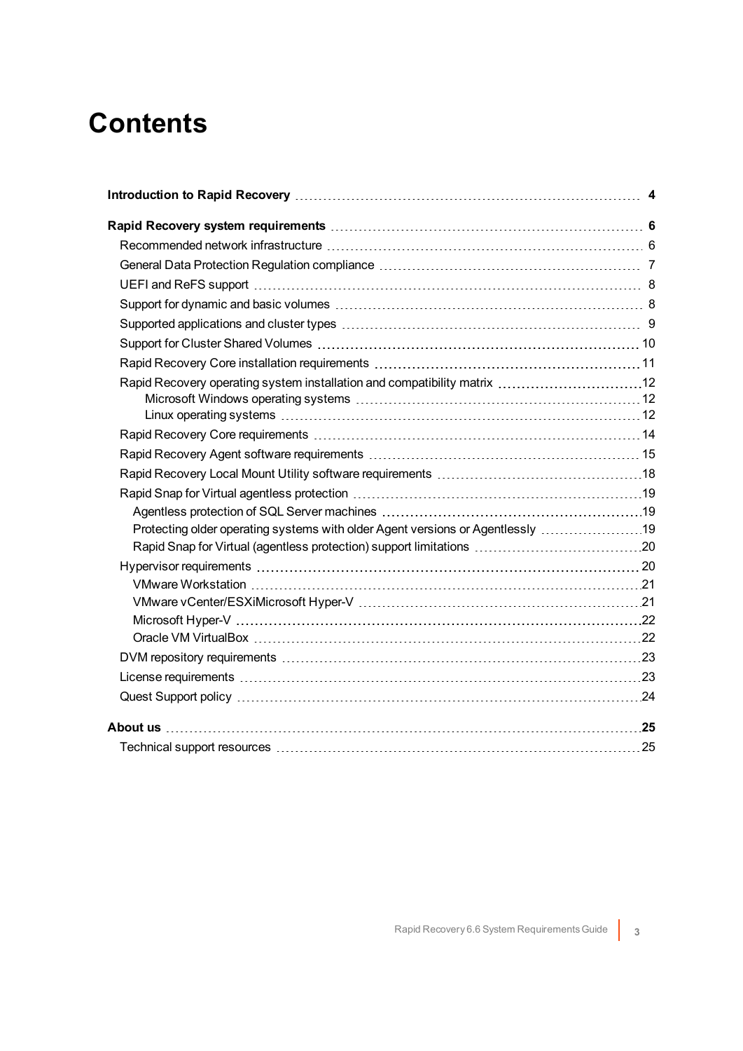# Contents

**Introduction to Rapid Recovery** 4

**Rapid Recovery system requirements** 6

- Recommended network infrastructure 6
- General Data Protection Regulation compliance 7
- UEFI and ReFS support 8
- Support for dynamic and basic volumes 8
- Supported applications and cluster types 9
- Support for Cluster Shared Volumes 10
- Rapid Recovery Core installation requirements 11
- Rapid Recovery operating system installation and compatibility matrix 12
  - Microsoft Windows operating systems 12
  - Linux operating systems 12
- Rapid Recovery Core requirements 14
- Rapid Recovery Agent software requirements 15
- Rapid Recovery Local Mount Utility software requirements 18
- Rapid Snap for Virtual agentless protection 19
  - Agentless protection of SQL Server machines 19
  - Protecting older operating systems with older Agent versions or Agentlessly 19
  - Rapid Snap for Virtual (agentless protection) support limitations 20
- Hypervisor requirements 20
  - VMware Workstation 21
  - VMware vCenter/ESXiMicrosoft Hyper-V 21
  - Microsoft Hyper-V 22
  - Oracle VM VirtualBox 22
- DVM repository requirements 23
- License requirements 23
- Quest Support policy 24

**About us** 25

- Technical support resources 25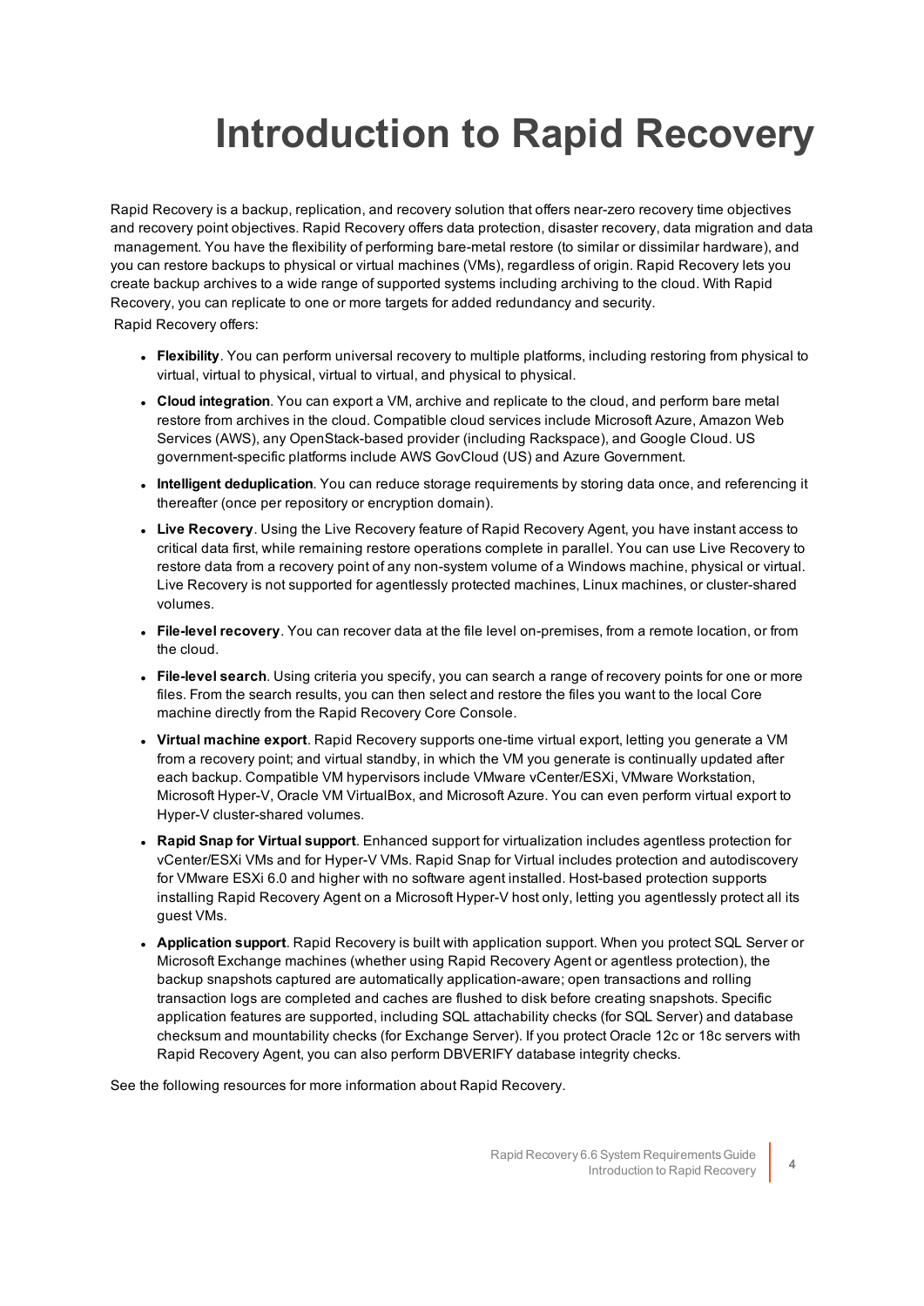# Introduction to Rapid Recovery

Rapid Recovery is a backup, replication, and recovery solution that offers near-zero recovery time objectives and recovery point objectives. Rapid Recovery offers data protection, disaster recovery, data migration and data management. You have the flexibility of performing bare-metal restore (to similar or dissimilar hardware), and you can restore backups to physical or virtual machines (VMs), regardless of origin. Rapid Recovery lets you create backup archives to a wide range of supported systems including archiving to the cloud. With Rapid Recovery, you can replicate to one or more targets for added redundancy and security.

Rapid Recovery offers:

- **Flexibility**. You can perform universal recovery to multiple platforms, including restoring from physical to virtual, virtual to physical, virtual to virtual, and physical to physical.
- **Cloud integration**. You can export a VM, archive and replicate to the cloud, and perform bare metal restore from archives in the cloud. Compatible cloud services include Microsoft Azure, Amazon Web Services (AWS), any OpenStack-based provider (including Rackspace), and Google Cloud. US government-specific platforms include AWS GovCloud (US) and Azure Government.
- **Intelligent deduplication**. You can reduce storage requirements by storing data once, and referencing it thereafter (once per repository or encryption domain).
- **Live Recovery**. Using the Live Recovery feature of Rapid Recovery Agent, you have instant access to critical data first, while remaining restore operations complete in parallel. You can use Live Recovery to restore data from a recovery point of any non-system volume of a Windows machine, physical or virtual. Live Recovery is not supported for agentlessly protected machines, Linux machines, or cluster-shared volumes.
- **File-level recovery**. You can recover data at the file level on-premises, from a remote location, or from the cloud.
- **File-level search**. Using criteria you specify, you can search a range of recovery points for one or more files. From the search results, you can then select and restore the files you want to the local Core machine directly from the Rapid Recovery Core Console.
- **Virtual machine export**. Rapid Recovery supports one-time virtual export, letting you generate a VM from a recovery point; and virtual standby, in which the VM you generate is continually updated after each backup. Compatible VM hypervisors include VMware vCenter/ESXi, VMware Workstation, Microsoft Hyper-V, Oracle VM VirtualBox, and Microsoft Azure. You can even perform virtual export to Hyper-V cluster-shared volumes.
- **Rapid Snap for Virtual support**. Enhanced support for virtualization includes agentless protection for vCenter/ESXi VMs and for Hyper-V VMs. Rapid Snap for Virtual includes protection and autodiscovery for VMware ESXi 6.0 and higher with no software agent installed. Host-based protection supports installing Rapid Recovery Agent on a Microsoft Hyper-V host only, letting you agentlessly protect all its guest VMs.
- **Application support**. Rapid Recovery is built with application support. When you protect SQL Server or Microsoft Exchange machines (whether using Rapid Recovery Agent or agentless protection), the backup snapshots captured are automatically application-aware; open transactions and rolling transaction logs are completed and caches are flushed to disk before creating snapshots. Specific application features are supported, including SQL attachability checks (for SQL Server) and database checksum and mountability checks (for Exchange Server). If you protect Oracle 12c or 18c servers with Rapid Recovery Agent, you can also perform DBVERIFY database integrity checks.

See the following resources for more information about Rapid Recovery.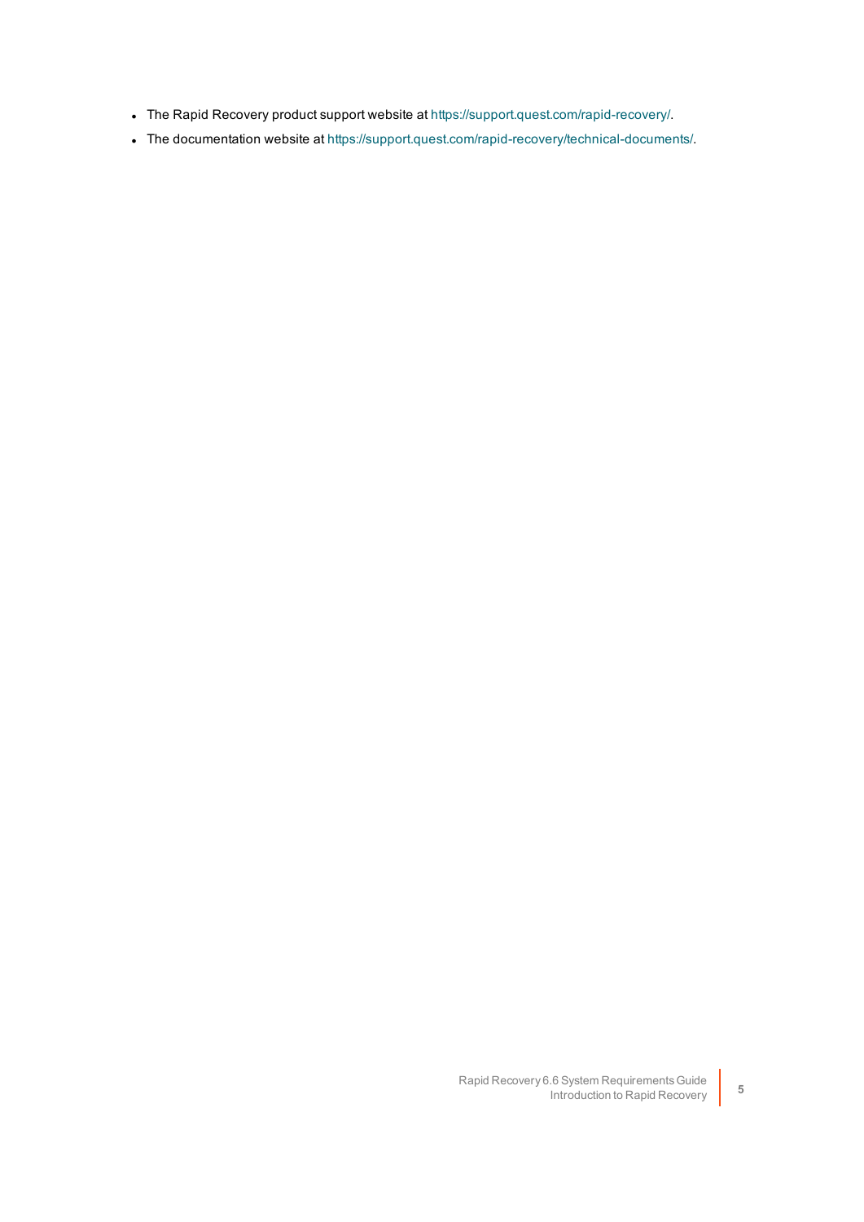- The Rapid Recovery product support website at https://support.quest.com/rapid-recovery/.
- The documentation website at https://support.quest.com/rapid-recovery/technical-documents/.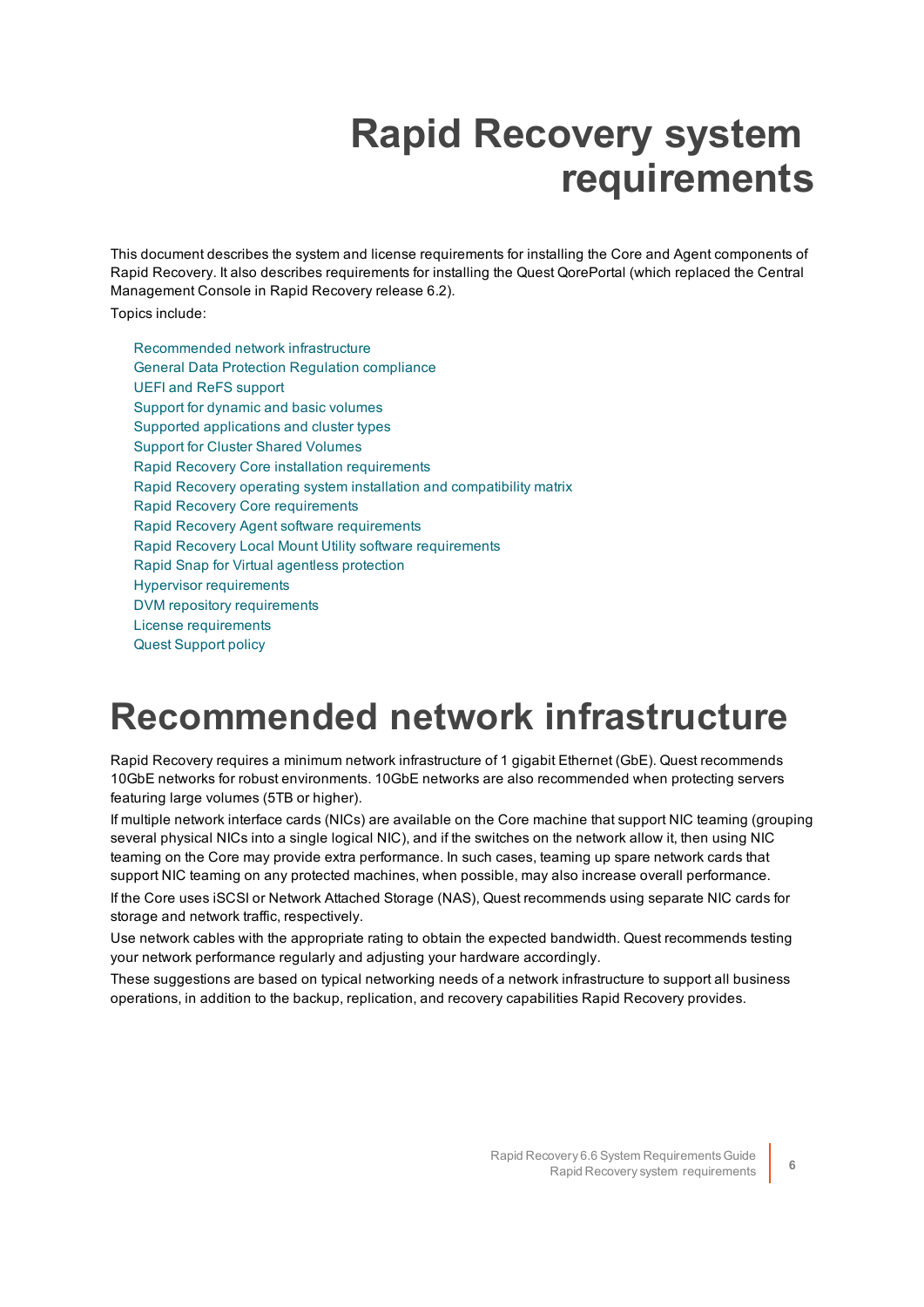# Rapid Recovery system requirements

This document describes the system and license requirements for installing the Core and Agent components of Rapid Recovery. It also describes requirements for installing the Quest QorePortal (which replaced the Central Management Console in Rapid Recovery release 6.2).

Topics include:

- Recommended network infrastructure
- General Data Protection Regulation compliance
- UEFI and ReFS support
- Support for dynamic and basic volumes
- Supported applications and cluster types
- Support for Cluster Shared Volumes
- Rapid Recovery Core installation requirements
- Rapid Recovery operating system installation and compatibility matrix
- Rapid Recovery Core requirements
- Rapid Recovery Agent software requirements
- Rapid Recovery Local Mount Utility software requirements
- Rapid Snap for Virtual agentless protection
- Hypervisor requirements
- DVM repository requirements
- License requirements
- Quest Support policy

# Recommended network infrastructure

Rapid Recovery requires a minimum network infrastructure of 1 gigabit Ethernet (GbE). Quest recommends 10GbE networks for robust environments. 10GbE networks are also recommended when protecting servers featuring large volumes (5TB or higher).

If multiple network interface cards (NICs) are available on the Core machine that support NIC teaming (grouping several physical NICs into a single logical NIC), and if the switches on the network allow it, then using NIC teaming on the Core may provide extra performance. In such cases, teaming up spare network cards that support NIC teaming on any protected machines, when possible, may also increase overall performance.

If the Core uses iSCSI or Network Attached Storage (NAS), Quest recommends using separate NIC cards for storage and network traffic, respectively.

Use network cables with the appropriate rating to obtain the expected bandwidth. Quest recommends testing your network performance regularly and adjusting your hardware accordingly.

These suggestions are based on typical networking needs of a network infrastructure to support all business operations, in addition to the backup, replication, and recovery capabilities Rapid Recovery provides.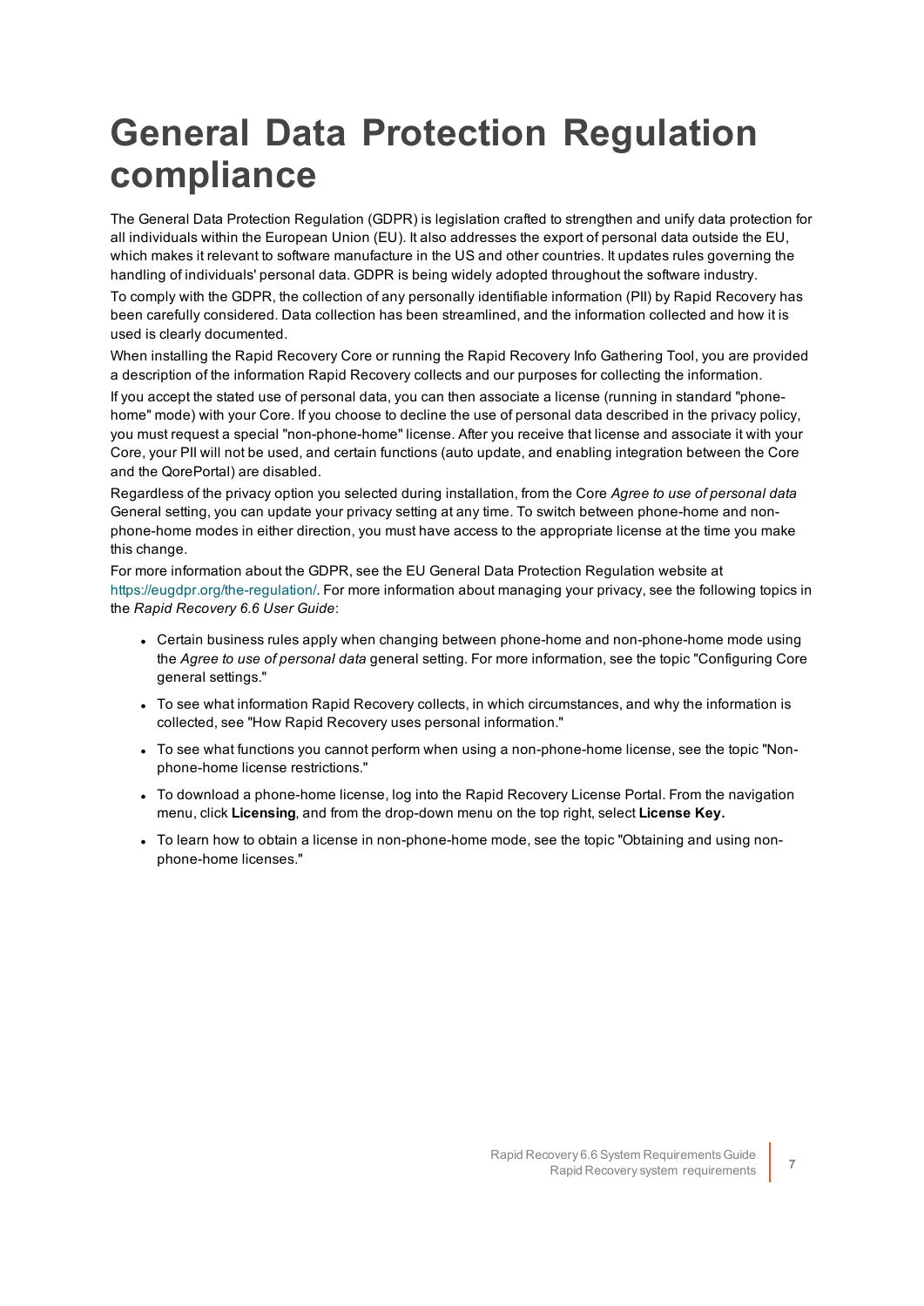# General Data Protection Regulation compliance

The General Data Protection Regulation (GDPR) is legislation crafted to strengthen and unify data protection for all individuals within the European Union (EU). It also addresses the export of personal data outside the EU, which makes it relevant to software manufacture in the US and other countries. It updates rules governing the handling of individuals' personal data. GDPR is being widely adopted throughout the software industry.

To comply with the GDPR, the collection of any personally identifiable information (PII) by Rapid Recovery has been carefully considered. Data collection has been streamlined, and the information collected and how it is used is clearly documented.

When installing the Rapid Recovery Core or running the Rapid Recovery Info Gathering Tool, you are provided a description of the information Rapid Recovery collects and our purposes for collecting the information.

If you accept the stated use of personal data, you can then associate a license (running in standard "phone-home" mode) with your Core. If you choose to decline the use of personal data described in the privacy policy, you must request a special "non-phone-home" license. After you receive that license and associate it with your Core, your PII will not be used, and certain functions (auto update, and enabling integration between the Core and the QorePortal) are disabled.

Regardless of the privacy option you selected during installation, from the Core *Agree to use of personal data* General setting, you can update your privacy setting at any time. To switch between phone-home and non-phone-home modes in either direction, you must have access to the appropriate license at the time you make this change.

For more information about the GDPR, see the EU General Data Protection Regulation website at https://eugdpr.org/the-regulation/. For more information about managing your privacy, see the following topics in the *Rapid Recovery 6.6 User Guide*:

- Certain business rules apply when changing between phone-home and non-phone-home mode using the *Agree to use of personal data* general setting. For more information, see the topic "Configuring Core general settings."
- To see what information Rapid Recovery collects, in which circumstances, and why the information is collected, see "How Rapid Recovery uses personal information."
- To see what functions you cannot perform when using a non-phone-home license, see the topic "Non-phone-home license restrictions."
- To download a phone-home license, log into the Rapid Recovery License Portal. From the navigation menu, click **Licensing**, and from the drop-down menu on the top right, select **License Key.**
- To learn how to obtain a license in non-phone-home mode, see the topic "Obtaining and using non-phone-home licenses."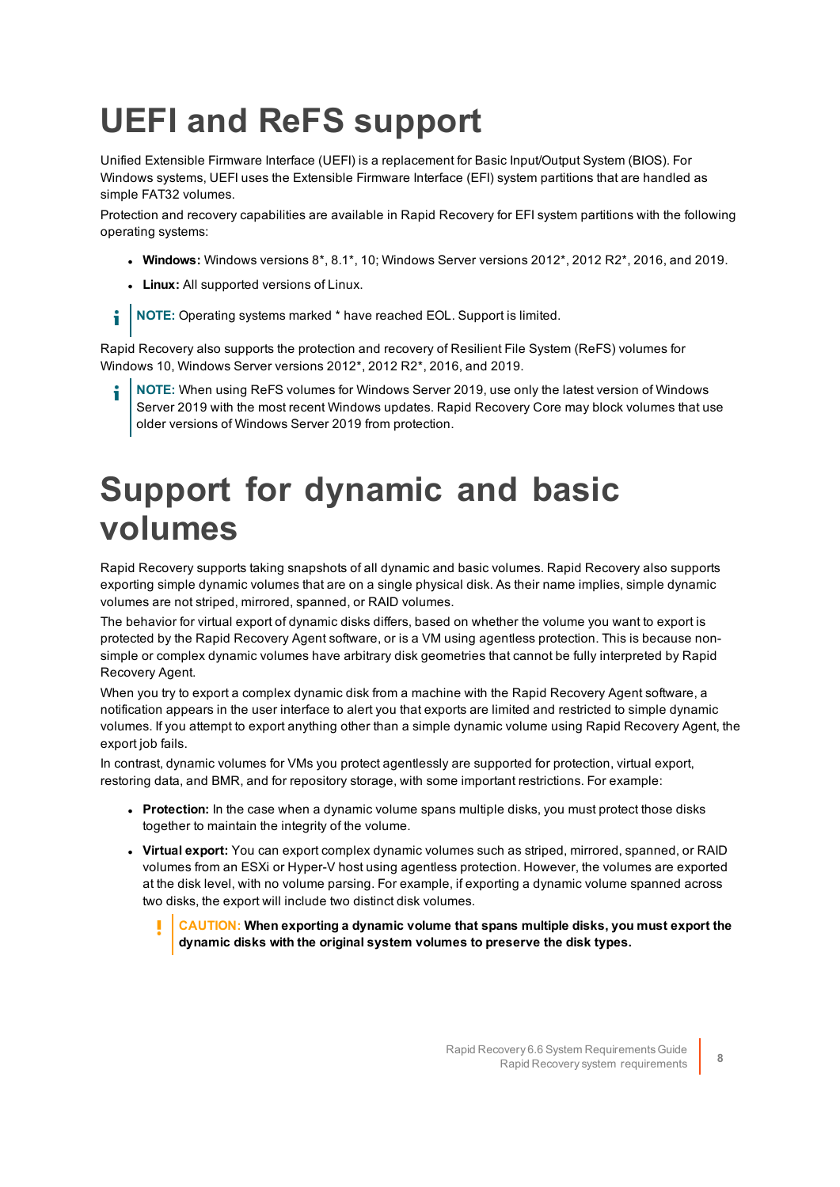# UEFI and ReFS support

Unified Extensible Firmware Interface (UEFI) is a replacement for Basic Input/Output System (BIOS). For Windows systems, UEFI uses the Extensible Firmware Interface (EFI) system partitions that are handled as simple FAT32 volumes.

Protection and recovery capabilities are available in Rapid Recovery for EFI system partitions with the following operating systems:

- **Windows:** Windows versions 8*, 8.1*, 10; Windows Server versions 2012*, 2012 R2*, 2016, and 2019.
- **Linux:** All supported versions of Linux.

**NOTE:** Operating systems marked * have reached EOL. Support is limited.

Rapid Recovery also supports the protection and recovery of Resilient File System (ReFS) volumes for Windows 10, Windows Server versions 2012*, 2012 R2*, 2016, and 2019.

**NOTE:** When using ReFS volumes for Windows Server 2019, use only the latest version of Windows Server 2019 with the most recent Windows updates. Rapid Recovery Core may block volumes that use older versions of Windows Server 2019 from protection.

# Support for dynamic and basic volumes

Rapid Recovery supports taking snapshots of all dynamic and basic volumes. Rapid Recovery also supports exporting simple dynamic volumes that are on a single physical disk. As their name implies, simple dynamic volumes are not striped, mirrored, spanned, or RAID volumes.

The behavior for virtual export of dynamic disks differs, based on whether the volume you want to export is protected by the Rapid Recovery Agent software, or is a VM using agentless protection. This is because non-simple or complex dynamic volumes have arbitrary disk geometries that cannot be fully interpreted by Rapid Recovery Agent.

When you try to export a complex dynamic disk from a machine with the Rapid Recovery Agent software, a notification appears in the user interface to alert you that exports are limited and restricted to simple dynamic volumes. If you attempt to export anything other than a simple dynamic volume using Rapid Recovery Agent, the export job fails.

In contrast, dynamic volumes for VMs you protect agentlessly are supported for protection, virtual export, restoring data, and BMR, and for repository storage, with some important restrictions. For example:

- **Protection:** In the case when a dynamic volume spans multiple disks, you must protect those disks together to maintain the integrity of the volume.
- **Virtual export:** You can export complex dynamic volumes such as striped, mirrored, spanned, or RAID volumes from an ESXi or Hyper-V host using agentless protection. However, the volumes are exported at the disk level, with no volume parsing. For example, if exporting a dynamic volume spanned across two disks, the export will include two distinct disk volumes.

  **CAUTION: When exporting a dynamic volume that spans multiple disks, you must export the dynamic disks with the original system volumes to preserve the disk types.**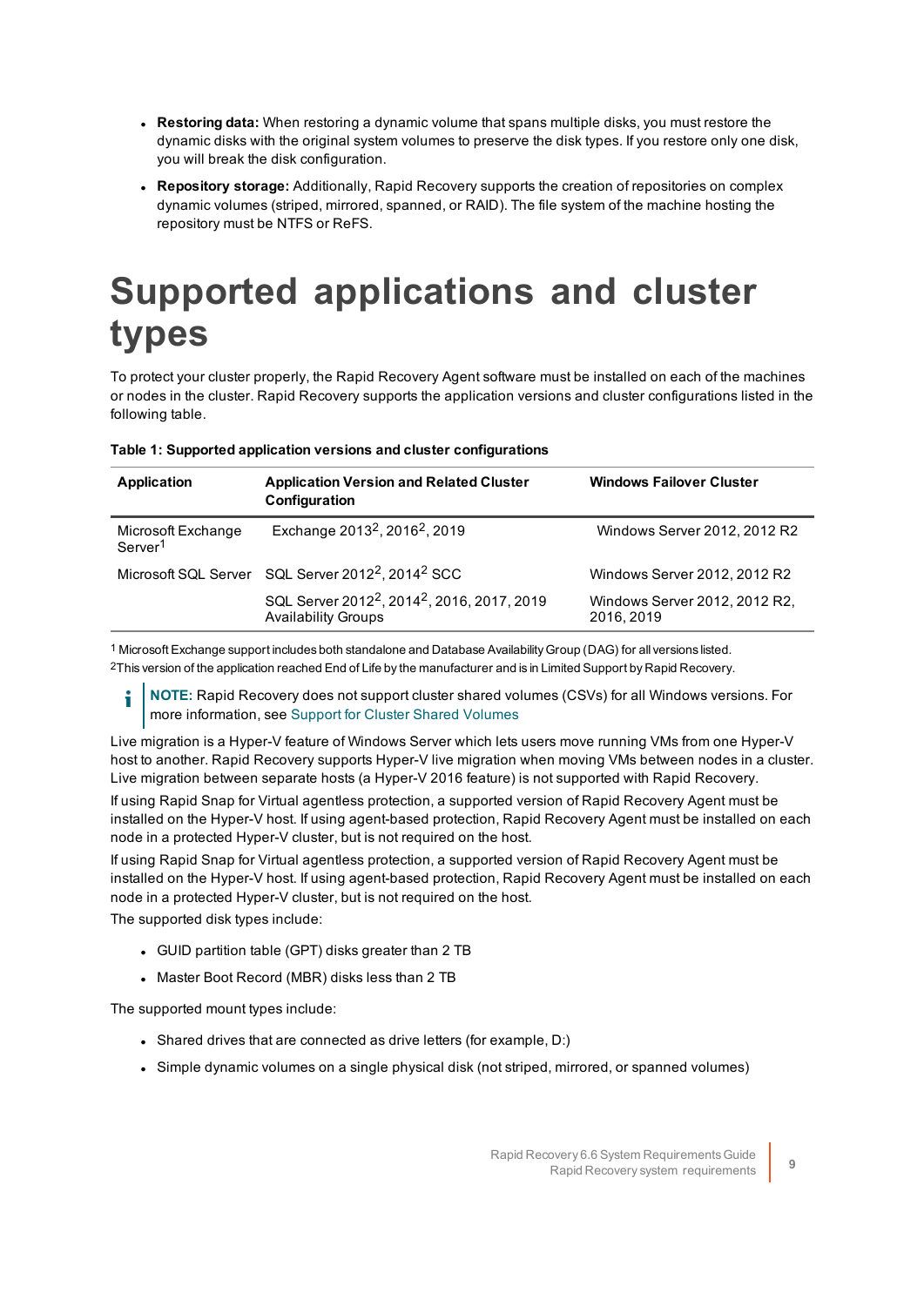- **Restoring data:** When restoring a dynamic volume that spans multiple disks, you must restore the dynamic disks with the original system volumes to preserve the disk types. If you restore only one disk, you will break the disk configuration.
- **Repository storage:** Additionally, Rapid Recovery supports the creation of repositories on complex dynamic volumes (striped, mirrored, spanned, or RAID). The file system of the machine hosting the repository must be NTFS or ReFS.

# Supported applications and cluster types

To protect your cluster properly, the Rapid Recovery Agent software must be installed on each of the machines or nodes in the cluster. Rapid Recovery supports the application versions and cluster configurations listed in the following table.

**Table 1: Supported application versions and cluster configurations**

| Application | Application Version and Related Cluster Configuration | Windows Failover Cluster |
|---|---|---|
| Microsoft Exchange Server[1] | Exchange 2013[2], 2016[2], 2019 | Windows Server 2012, 2012 R2 |
| Microsoft SQL Server | SQL Server 2012[2], 2014[2] SCC | Windows Server 2012, 2012 R2 |
| | SQL Server 2012[2], 2014[2], 2016, 2017, 2019 Availability Groups | Windows Server 2012, 2012 R2, 2016, 2019 |

[1] Microsoft Exchange support includes both standalone and Database Availability Group (DAG) for all versions listed.

[2] This version of the application reached End of Life by the manufacturer and is in Limited Support by Rapid Recovery.

> **NOTE:** Rapid Recovery does not support cluster shared volumes (CSVs) for all Windows versions. For more information, see Support for Cluster Shared Volumes

Live migration is a Hyper-V feature of Windows Server which lets users move running VMs from one Hyper-V host to another. Rapid Recovery supports Hyper-V live migration when moving VMs between nodes in a cluster. Live migration between separate hosts (a Hyper-V 2016 feature) is not supported with Rapid Recovery.

If using Rapid Snap for Virtual agentless protection, a supported version of Rapid Recovery Agent must be installed on the Hyper-V host. If using agent-based protection, Rapid Recovery Agent must be installed on each node in a protected Hyper-V cluster, but is not required on the host.

If using Rapid Snap for Virtual agentless protection, a supported version of Rapid Recovery Agent must be installed on the Hyper-V host. If using agent-based protection, Rapid Recovery Agent must be installed on each node in a protected Hyper-V cluster, but is not required on the host.

The supported disk types include:

- GUID partition table (GPT) disks greater than 2 TB
- Master Boot Record (MBR) disks less than 2 TB

The supported mount types include:

- Shared drives that are connected as drive letters (for example, D:)
- Simple dynamic volumes on a single physical disk (not striped, mirrored, or spanned volumes)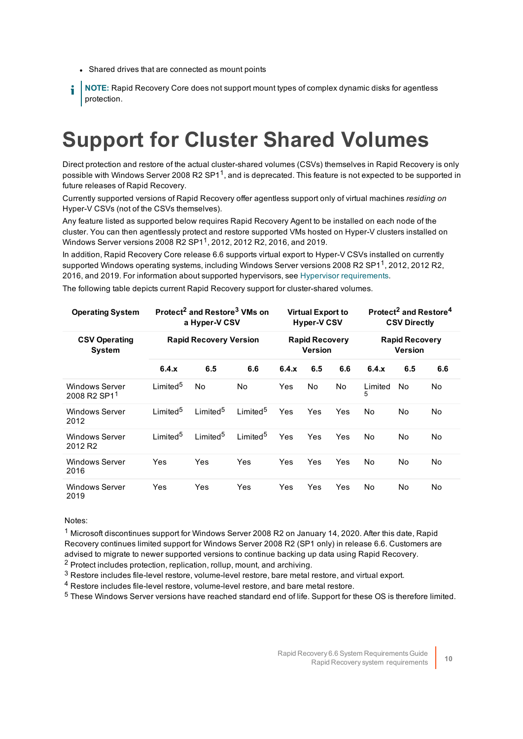- Shared drives that are connected as mount points

**NOTE:** Rapid Recovery Core does not support mount types of complex dynamic disks for agentless protection.

# Support for Cluster Shared Volumes

Direct protection and restore of the actual cluster-shared volumes (CSVs) themselves in Rapid Recovery is only possible with Windows Server 2008 R2 SP1[1], and is deprecated. This feature is not expected to be supported in future releases of Rapid Recovery.

Currently supported versions of Rapid Recovery offer agentless support only of virtual machines *residing on* Hyper-V CSVs (not of the CSVs themselves).

Any feature listed as supported below requires Rapid Recovery Agent to be installed on each node of the cluster. You can then agentlessly protect and restore supported VMs hosted on Hyper-V clusters installed on Windows Server versions 2008 R2 SP1[1], 2012, 2012 R2, 2016, and 2019.

In addition, Rapid Recovery Core release 6.6 supports virtual export to Hyper-V CSVs installed on currently supported Windows operating systems, including Windows Server versions 2008 R2 SP1[1], 2012, 2012 R2, 2016, and 2019. For information about supported hypervisors, see Hypervisor requirements.

The following table depicts current Rapid Recovery support for cluster-shared volumes.

| Operating System | Protect[2] and Restore[3] VMs on a Hyper-V CSV | | | Virtual Export to Hyper-V CSV | | | Protect[2] and Restore[4] CSV Directly | | |
|---|---|---|---|---|---|---|---|---|---|
| CSV Operating System | Rapid Recovery Version | | | Rapid Recovery Version | | | Rapid Recovery Version | | |
| | 6.4.x | 6.5 | 6.6 | 6.4.x | 6.5 | 6.6 | 6.4.x | 6.5 | 6.6 |
| Windows Server 2008 R2 SP1[1] | Limited[5] | No | No | Yes | No | No | Limited[5] | No | No |
| Windows Server 2012 | Limited[5] | Limited[5] | Limited[5] | Yes | Yes | Yes | No | No | No |
| Windows Server 2012 R2 | Limited[5] | Limited[5] | Limited[5] | Yes | Yes | Yes | No | No | No |
| Windows Server 2016 | Yes | Yes | Yes | Yes | Yes | Yes | No | No | No |
| Windows Server 2019 | Yes | Yes | Yes | Yes | Yes | Yes | No | No | No |

Notes:

[1] Microsoft discontinues support for Windows Server 2008 R2 on January 14, 2020. After this date, Rapid Recovery continues limited support for Windows Server 2008 R2 (SP1 only) in release 6.6. Customers are advised to migrate to newer supported versions to continue backing up data using Rapid Recovery.

[2] Protect includes protection, replication, rollup, mount, and archiving.

[3] Restore includes file-level restore, volume-level restore, bare metal restore, and virtual export.

[4] Restore includes file-level restore, volume-level restore, and bare metal restore.

[5] These Windows Server versions have reached standard end of life. Support for these OS is therefore limited.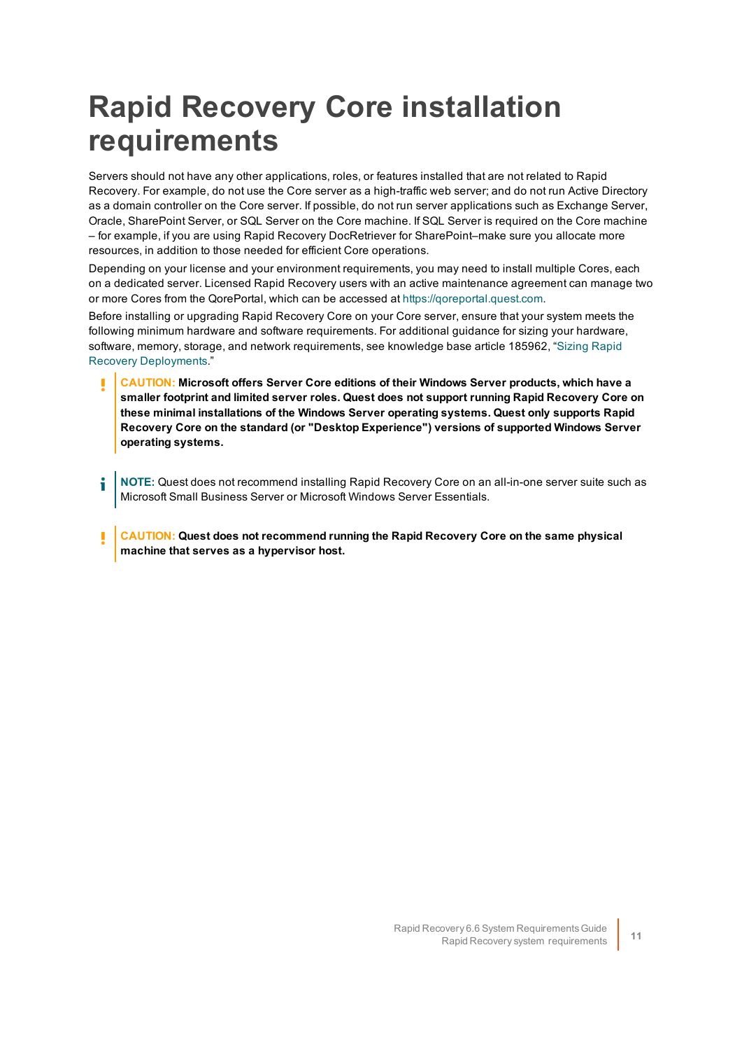# Rapid Recovery Core installation requirements

Servers should not have any other applications, roles, or features installed that are not related to Rapid Recovery. For example, do not use the Core server as a high-traffic web server; and do not run Active Directory as a domain controller on the Core server. If possible, do not run server applications such as Exchange Server, Oracle, SharePoint Server, or SQL Server on the Core machine. If SQL Server is required on the Core machine – for example, if you are using Rapid Recovery DocRetriever for SharePoint–make sure you allocate more resources, in addition to those needed for efficient Core operations.

Depending on your license and your environment requirements, you may need to install multiple Cores, each on a dedicated server. Licensed Rapid Recovery users with an active maintenance agreement can manage two or more Cores from the QorePortal, which can be accessed at https://qoreportal.quest.com.

Before installing or upgrading Rapid Recovery Core on your Core server, ensure that your system meets the following minimum hardware and software requirements. For additional guidance for sizing your hardware, software, memory, storage, and network requirements, see knowledge base article 185962, "Sizing Rapid Recovery Deployments."

> **CAUTION: Microsoft offers Server Core editions of their Windows Server products, which have a smaller footprint and limited server roles. Quest does not support running Rapid Recovery Core on these minimal installations of the Windows Server operating systems. Quest only supports Rapid Recovery Core on the standard (or "Desktop Experience") versions of supported Windows Server operating systems.**

> **NOTE:** Quest does not recommend installing Rapid Recovery Core on an all-in-one server suite such as Microsoft Small Business Server or Microsoft Windows Server Essentials.

> **CAUTION: Quest does not recommend running the Rapid Recovery Core on the same physical machine that serves as a hypervisor host.**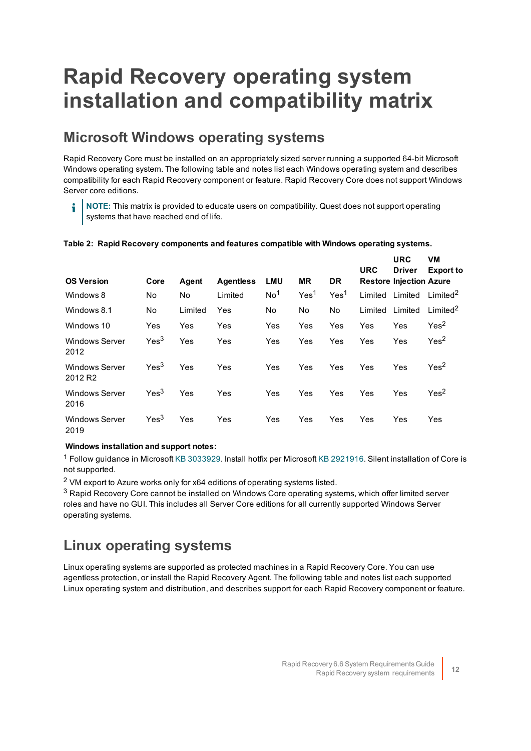# Rapid Recovery operating system installation and compatibility matrix

## Microsoft Windows operating systems

Rapid Recovery Core must be installed on an appropriately sized server running a supported 64-bit Microsoft Windows operating system. The following table and notes list each Windows operating system and describes compatibility for each Rapid Recovery component or feature. Rapid Recovery Core does not support Windows Server core editions.

> **NOTE:** This matrix is provided to educate users on compatibility. Quest does not support operating systems that have reached end of life.

**Table 2: Rapid Recovery components and features compatible with Windows operating systems.**

| OS Version | Core | Agent | Agentless | LMU | MR | DR | URC Restore | URC Driver Injection | VM Export to Azure |
|---|---|---|---|---|---|---|---|---|---|
| Windows 8 | No | No | Limited | No[1] | Yes[1] | Yes[1] | Limited | Limited | Limited[2] |
| Windows 8.1 | No | Limited | Yes | No | No | No | Limited | Limited | Limited[2] |
| Windows 10 | Yes | Yes | Yes | Yes | Yes | Yes | Yes | Yes | Yes[2] |
| Windows Server 2012 | Yes[3] | Yes | Yes | Yes | Yes | Yes | Yes | Yes | Yes[2] |
| Windows Server 2012 R2 | Yes[3] | Yes | Yes | Yes | Yes | Yes | Yes | Yes | Yes[2] |
| Windows Server 2016 | Yes[3] | Yes | Yes | Yes | Yes | Yes | Yes | Yes | Yes[2] |
| Windows Server 2019 | Yes[3] | Yes | Yes | Yes | Yes | Yes | Yes | Yes | Yes |

**Windows installation and support notes:**

[1] Follow guidance in Microsoft KB 3033929. Install hotfix per Microsoft KB 2921916. Silent installation of Core is not supported.

[2] VM export to Azure works only for x64 editions of operating systems listed.

[3] Rapid Recovery Core cannot be installed on Windows Core operating systems, which offer limited server roles and have no GUI. This includes all Server Core editions for all currently supported Windows Server operating systems.

## Linux operating systems

Linux operating systems are supported as protected machines in a Rapid Recovery Core. You can use agentless protection, or install the Rapid Recovery Agent. The following table and notes list each supported Linux operating system and distribution, and describes support for each Rapid Recovery component or feature.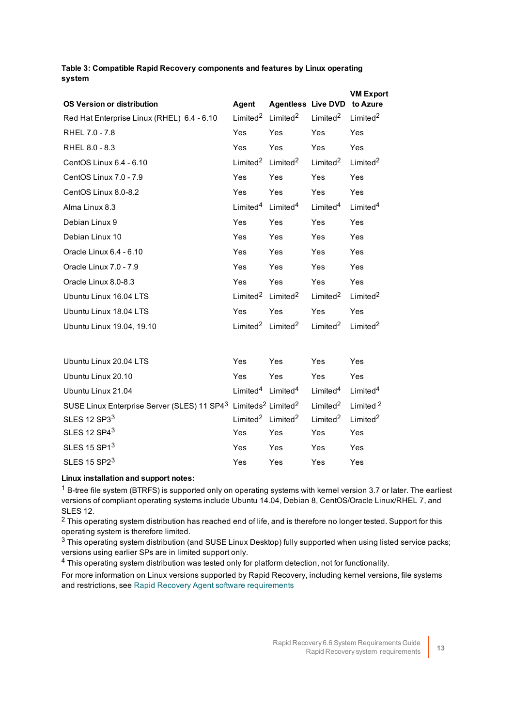**Table 3: Compatible Rapid Recovery components and features by Linux operating system**

| OS Version or distribution | Agent | Agentless | Live DVD | VM Export to Azure |
|---|---|---|---|---|
| Red Hat Enterprise Linux (RHEL) 6.4 - 6.10 | Limited[2] | Limited[2] | Limited[2] | Limited[2] |
| RHEL 7.0 - 7.8 | Yes | Yes | Yes | Yes |
| RHEL 8.0 - 8.3 | Yes | Yes | Yes | Yes |
| CentOS Linux 6.4 - 6.10 | Limited[2] | Limited[2] | Limited[2] | Limited[2] |
| CentOS Linux 7.0 - 7.9 | Yes | Yes | Yes | Yes |
| CentOS Linux 8.0-8.2 | Yes | Yes | Yes | Yes |
| Alma Linux 8.3 | Limited[4] | Limited[4] | Limited[4] | Limited[4] |
| Debian Linux 9 | Yes | Yes | Yes | Yes |
| Debian Linux 10 | Yes | Yes | Yes | Yes |
| Oracle Linux 6.4 - 6.10 | Yes | Yes | Yes | Yes |
| Oracle Linux 7.0 - 7.9 | Yes | Yes | Yes | Yes |
| Oracle Linux 8.0-8.3 | Yes | Yes | Yes | Yes |
| Ubuntu Linux 16.04 LTS | Limited[2] | Limited[2] | Limited[2] | Limited[2] |
| Ubuntu Linux 18.04 LTS | Yes | Yes | Yes | Yes |
| Ubuntu Linux 19.04, 19.10 | Limited[2] | Limited[2] | Limited[2] | Limited[2] |
| Ubuntu Linux 20.04 LTS | Yes | Yes | Yes | Yes |
| Ubuntu Linux 20.10 | Yes | Yes | Yes | Yes |
| Ubuntu Linux 21.04 | Limited[4] | Limited[4] | Limited[4] | Limited[4] |
| SUSE Linux Enterprise Server (SLES) 11 SP4[3] | Limiteds[2] | Limited[2] | Limited[2] | Limited [2] |
| SLES 12 SP3[3] | Limited[2] | Limited[2] | Limited[2] | Limited[2] |
| SLES 12 SP4[3] | Yes | Yes | Yes | Yes |
| SLES 15 SP1[3] | Yes | Yes | Yes | Yes |
| SLES 15 SP2[3] | Yes | Yes | Yes | Yes |

**Linux installation and support notes:**

[1] B-tree file system (BTRFS) is supported only on operating systems with kernel version 3.7 or later. The earliest versions of compliant operating systems include Ubuntu 14.04, Debian 8, CentOS/Oracle Linux/RHEL 7, and SLES 12.

[2] This operating system distribution has reached end of life, and is therefore no longer tested. Support for this operating system is therefore limited.

[3] This operating system distribution (and SUSE Linux Desktop) fully supported when using listed service packs; versions using earlier SPs are in limited support only.

[4] This operating system distribution was tested only for platform detection, not for functionality.

For more information on Linux versions supported by Rapid Recovery, including kernel versions, file systems and restrictions, see Rapid Recovery Agent software requirements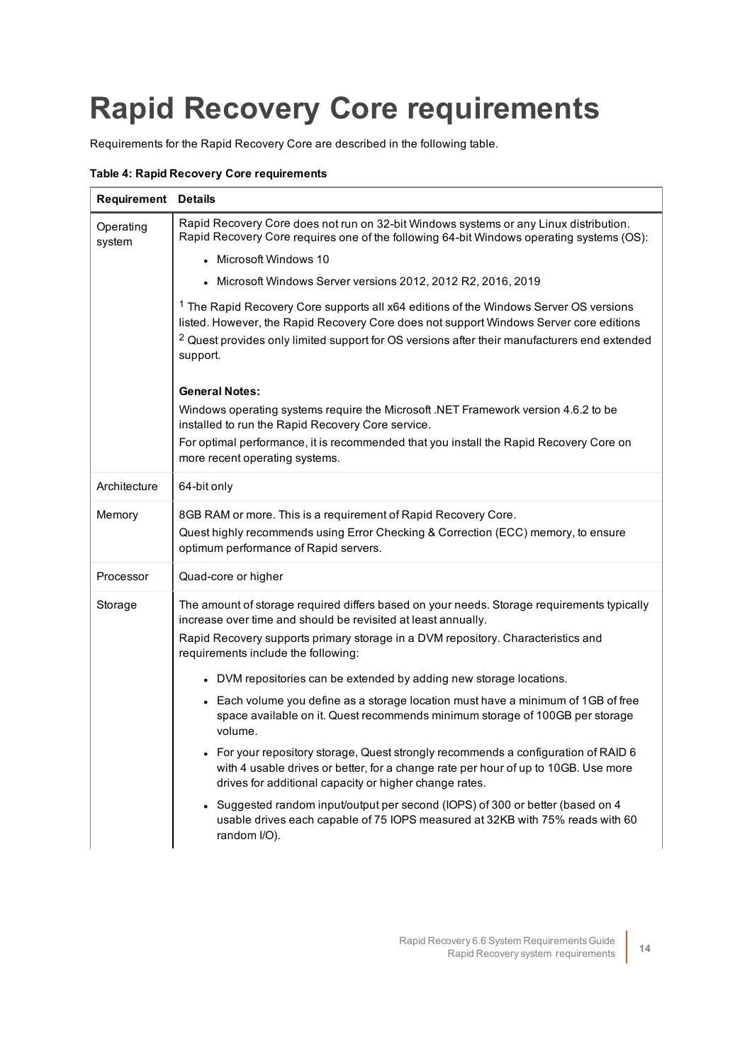# Rapid Recovery Core requirements

Requirements for the Rapid Recovery Core are described in the following table.

**Table 4: Rapid Recovery Core requirements**

| Requirement | Details |
|---|---|
| Operating system | Rapid Recovery Core does not run on 32-bit Windows systems or any Linux distribution. Rapid Recovery Core requires one of the following 64-bit Windows operating systems (OS): <br>• Microsoft Windows 10 <br>• Microsoft Windows Server versions 2012, 2012 R2, 2016, 2019 <br><br>[1] The Rapid Recovery Core supports all x64 editions of the Windows Server OS versions listed. However, the Rapid Recovery Core does not support Windows Server core editions <br>[2] Quest provides only limited support for OS versions after their manufacturers end extended support. <br><br>**General Notes:** <br>Windows operating systems require the Microsoft .NET Framework version 4.6.2 to be installed to run the Rapid Recovery Core service. <br>For optimal performance, it is recommended that you install the Rapid Recovery Core on more recent operating systems. |
| Architecture | 64-bit only |
| Memory | 8GB RAM or more. This is a requirement of Rapid Recovery Core. <br>Quest highly recommends using Error Checking & Correction (ECC) memory, to ensure optimum performance of Rapid servers. |
| Processor | Quad-core or higher |
| Storage | The amount of storage required differs based on your needs. Storage requirements typically increase over time and should be revisited at least annually. <br>Rapid Recovery supports primary storage in a DVM repository. Characteristics and requirements include the following: <br>• DVM repositories can be extended by adding new storage locations. <br>• Each volume you define as a storage location must have a minimum of 1GB of free space available on it. Quest recommends minimum storage of 100GB per storage volume. <br>• For your repository storage, Quest strongly recommends a configuration of RAID 6 with 4 usable drives or better, for a change rate per hour of up to 10GB. Use more drives for additional capacity or higher change rates. <br>• Suggested random input/output per second (IOPS) of 300 or better (based on 4 usable drives each capable of 75 IOPS measured at 32KB with 75% reads with 60 random I/O). |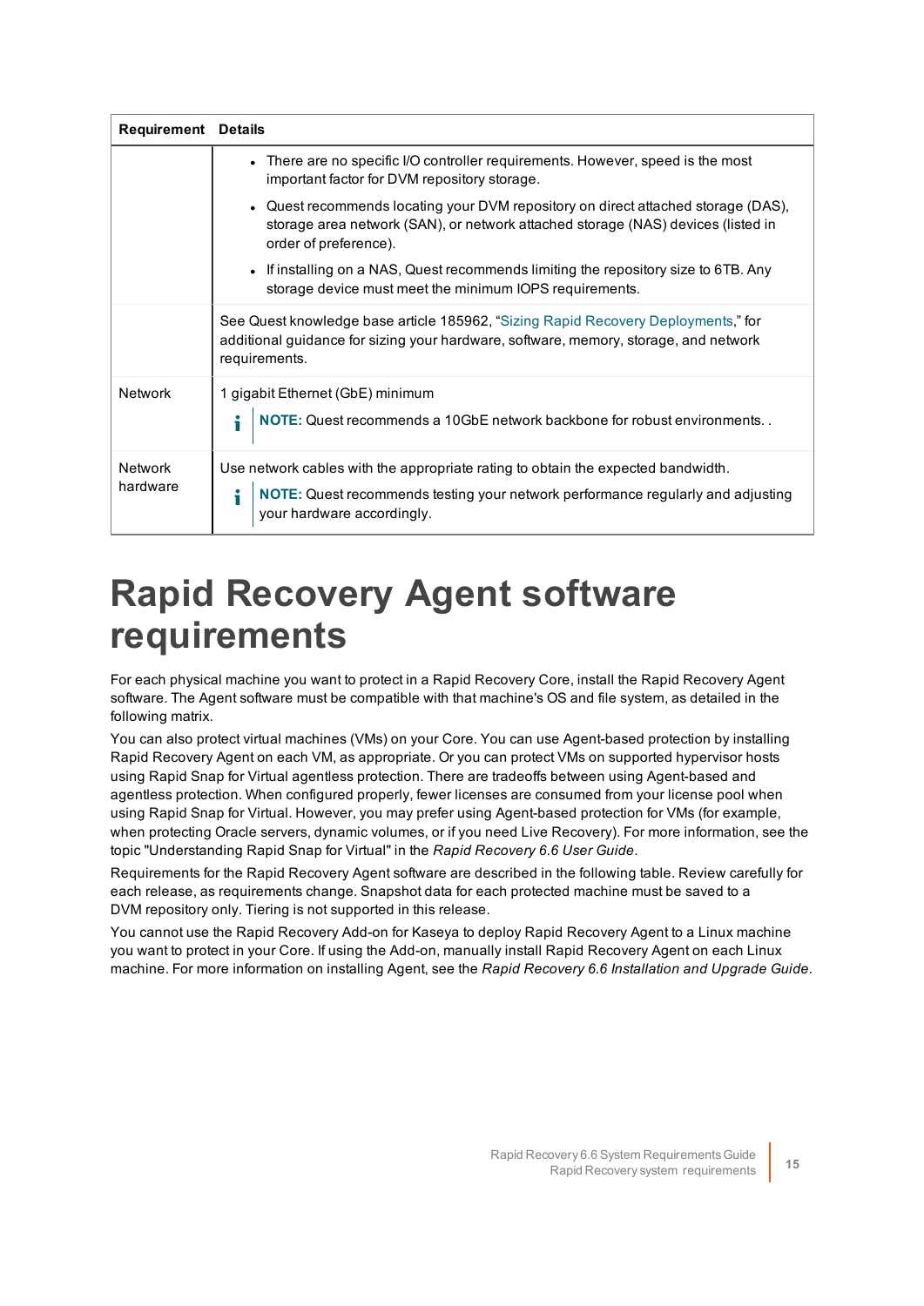| Requirement | Details |
| --- | --- |
| | • There are no specific I/O controller requirements. However, speed is the most important factor for DVM repository storage.<br>• Quest recommends locating your DVM repository on direct attached storage (DAS), storage area network (SAN), or network attached storage (NAS) devices (listed in order of preference).<br>• If installing on a NAS, Quest recommends limiting the repository size to 6TB. Any storage device must meet the minimum IOPS requirements. |
| | See Quest knowledge base article 185962, "Sizing Rapid Recovery Deployments," for additional guidance for sizing your hardware, software, memory, storage, and network requirements. |
| Network | 1 gigabit Ethernet (GbE) minimum<br>**NOTE:** Quest recommends a 10GbE network backbone for robust environments. . |
| Network hardware | Use network cables with the appropriate rating to obtain the expected bandwidth.<br>**NOTE:** Quest recommends testing your network performance regularly and adjusting your hardware accordingly. |

# Rapid Recovery Agent software requirements

For each physical machine you want to protect in a Rapid Recovery Core, install the Rapid Recovery Agent software. The Agent software must be compatible with that machine's OS and file system, as detailed in the following matrix.

You can also protect virtual machines (VMs) on your Core. You can use Agent-based protection by installing Rapid Recovery Agent on each VM, as appropriate. Or you can protect VMs on supported hypervisor hosts using Rapid Snap for Virtual agentless protection. There are tradeoffs between using Agent-based and agentless protection. When configured properly, fewer licenses are consumed from your license pool when using Rapid Snap for Virtual. However, you may prefer using Agent-based protection for VMs (for example, when protecting Oracle servers, dynamic volumes, or if you need Live Recovery). For more information, see the topic "Understanding Rapid Snap for Virtual" in the *Rapid Recovery 6.6 User Guide*.

Requirements for the Rapid Recovery Agent software are described in the following table. Review carefully for each release, as requirements change. Snapshot data for each protected machine must be saved to a DVM repository only. Tiering is not supported in this release.

You cannot use the Rapid Recovery Add-on for Kaseya to deploy Rapid Recovery Agent to a Linux machine you want to protect in your Core. If using the Add-on, manually install Rapid Recovery Agent on each Linux machine. For more information on installing Agent, see the *Rapid Recovery 6.6 Installation and Upgrade Guide*.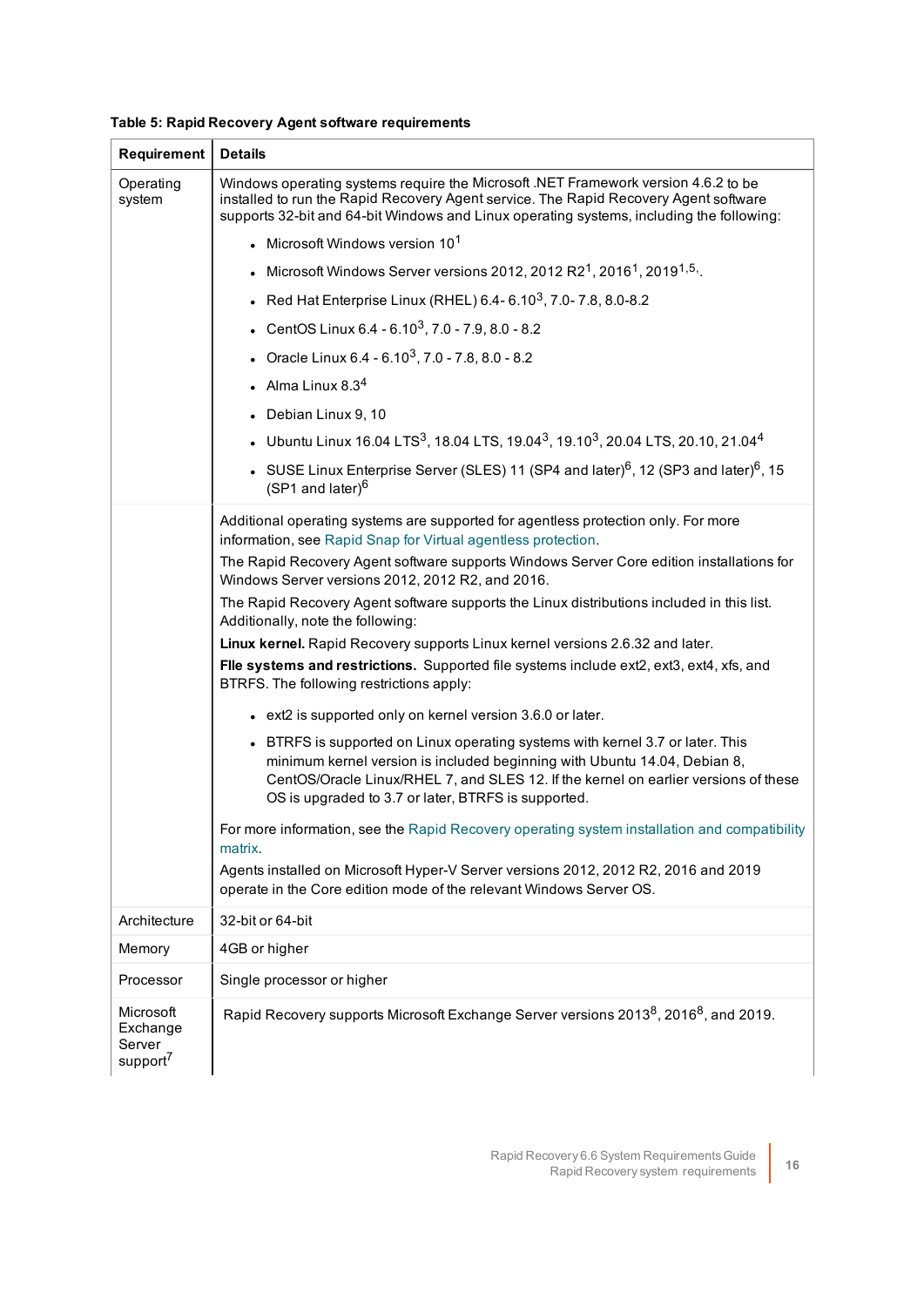**Table 5: Rapid Recovery Agent software requirements**

| Requirement | Details |
|---|---|
| Operating system | Windows operating systems require the Microsoft .NET Framework version 4.6.2 to be installed to run the Rapid Recovery Agent service. The Rapid Recovery Agent software supports 32-bit and 64-bit Windows and Linux operating systems, including the following:<br>• Microsoft Windows version 10[1]<br>• Microsoft Windows Server versions 2012, 2012 R2[1], 2016[1], 2019[1,5,].<br>• Red Hat Enterprise Linux (RHEL) 6.4- 6.10[3], 7.0- 7.8, 8.0-8.2<br>• CentOS Linux 6.4 - 6.10[3], 7.0 - 7.9, 8.0 - 8.2<br>• Oracle Linux 6.4 - 6.10[3], 7.0 - 7.8, 8.0 - 8.2<br>• Alma Linux 8.3[4]<br>• Debian Linux 9, 10<br>• Ubuntu Linux 16.04 LTS[3], 18.04 LTS, 19.04[3], 19.10[3], 20.04 LTS, 20.10, 21.04[4]<br>• SUSE Linux Enterprise Server (SLES) 11 (SP4 and later)[6], 12 (SP3 and later)[6], 15 (SP1 and later)[6] |
| | Additional operating systems are supported for agentless protection only. For more information, see Rapid Snap for Virtual agentless protection.<br>The Rapid Recovery Agent software supports Windows Server Core edition installations for Windows Server versions 2012, 2012 R2, and 2016.<br>The Rapid Recovery Agent software supports the Linux distributions included in this list. Additionally, note the following:<br>**Linux kernel.** Rapid Recovery supports Linux kernel versions 2.6.32 and later.<br>**FIle systems and restrictions.** Supported file systems include ext2, ext3, ext4, xfs, and BTRFS. The following restrictions apply:<br>• ext2 is supported only on kernel version 3.6.0 or later.<br>• BTRFS is supported on Linux operating systems with kernel 3.7 or later. This minimum kernel version is included beginning with Ubuntu 14.04, Debian 8, CentOS/Oracle Linux/RHEL 7, and SLES 12. If the kernel on earlier versions of these OS is upgraded to 3.7 or later, BTRFS is supported.<br>For more information, see the Rapid Recovery operating system installation and compatibility matrix.<br>Agents installed on Microsoft Hyper-V Server versions 2012, 2012 R2, 2016 and 2019 operate in the Core edition mode of the relevant Windows Server OS. |
| Architecture | 32-bit or 64-bit |
| Memory | 4GB or higher |
| Processor | Single processor or higher |
| Microsoft Exchange Server support[7] | Rapid Recovery supports Microsoft Exchange Server versions 2013[8], 2016[8], and 2019. |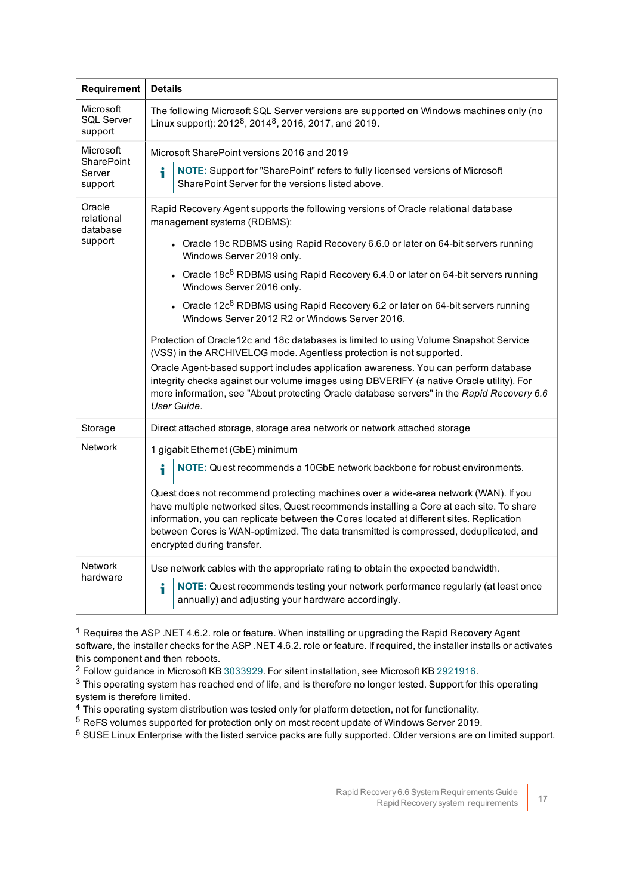| Requirement | Details |
| --- | --- |
| Microsoft SQL Server support | The following Microsoft SQL Server versions are supported on Windows machines only (no Linux support): 2012[8], 2014[8], 2016, 2017, and 2019. |
| Microsoft SharePoint Server support | Microsoft SharePoint versions 2016 and 2019<br>**NOTE:** Support for "SharePoint" refers to fully licensed versions of Microsoft SharePoint Server for the versions listed above. |
| Oracle relational database support | Rapid Recovery Agent supports the following versions of Oracle relational database management systems (RDBMS):<br>• Oracle 19c RDBMS using Rapid Recovery 6.6.0 or later on 64-bit servers running Windows Server 2019 only.<br>• Oracle 18c[8] RDBMS using Rapid Recovery 6.4.0 or later on 64-bit servers running Windows Server 2016 only.<br>• Oracle 12c[8] RDBMS using Rapid Recovery 6.2 or later on 64-bit servers running Windows Server 2012 R2 or Windows Server 2016.<br>Protection of Oracle12c and 18c databases is limited to using Volume Snapshot Service (VSS) in the ARCHIVELOG mode. Agentless protection is not supported.<br>Oracle Agent-based support includes application awareness. You can perform database integrity checks against our volume images using DBVERIFY (a native Oracle utility). For more information, see "About protecting Oracle database servers" in the *Rapid Recovery 6.6 User Guide*. |
| Storage | Direct attached storage, storage area network or network attached storage |
| Network | 1 gigabit Ethernet (GbE) minimum<br>**NOTE:** Quest recommends a 10GbE network backbone for robust environments.<br>Quest does not recommend protecting machines over a wide-area network (WAN). If you have multiple networked sites, Quest recommends installing a Core at each site. To share information, you can replicate between the Cores located at different sites. Replication between Cores is WAN-optimized. The data transmitted is compressed, deduplicated, and encrypted during transfer. |
| Network hardware | Use network cables with the appropriate rating to obtain the expected bandwidth.<br>**NOTE:** Quest recommends testing your network performance regularly (at least once annually) and adjusting your hardware accordingly. |

[1] Requires the ASP .NET 4.6.2. role or feature. When installing or upgrading the Rapid Recovery Agent software, the installer checks for the ASP .NET 4.6.2. role or feature. If required, the installer installs or activates this component and then reboots.

[2] Follow guidance in Microsoft KB 3033929. For silent installation, see Microsoft KB 2921916.

[3] This operating system has reached end of life, and is therefore no longer tested. Support for this operating system is therefore limited.

[4] This operating system distribution was tested only for platform detection, not for functionality.

[5] ReFS volumes supported for protection only on most recent update of Windows Server 2019.

[6] SUSE Linux Enterprise with the listed service packs are fully supported. Older versions are on limited support.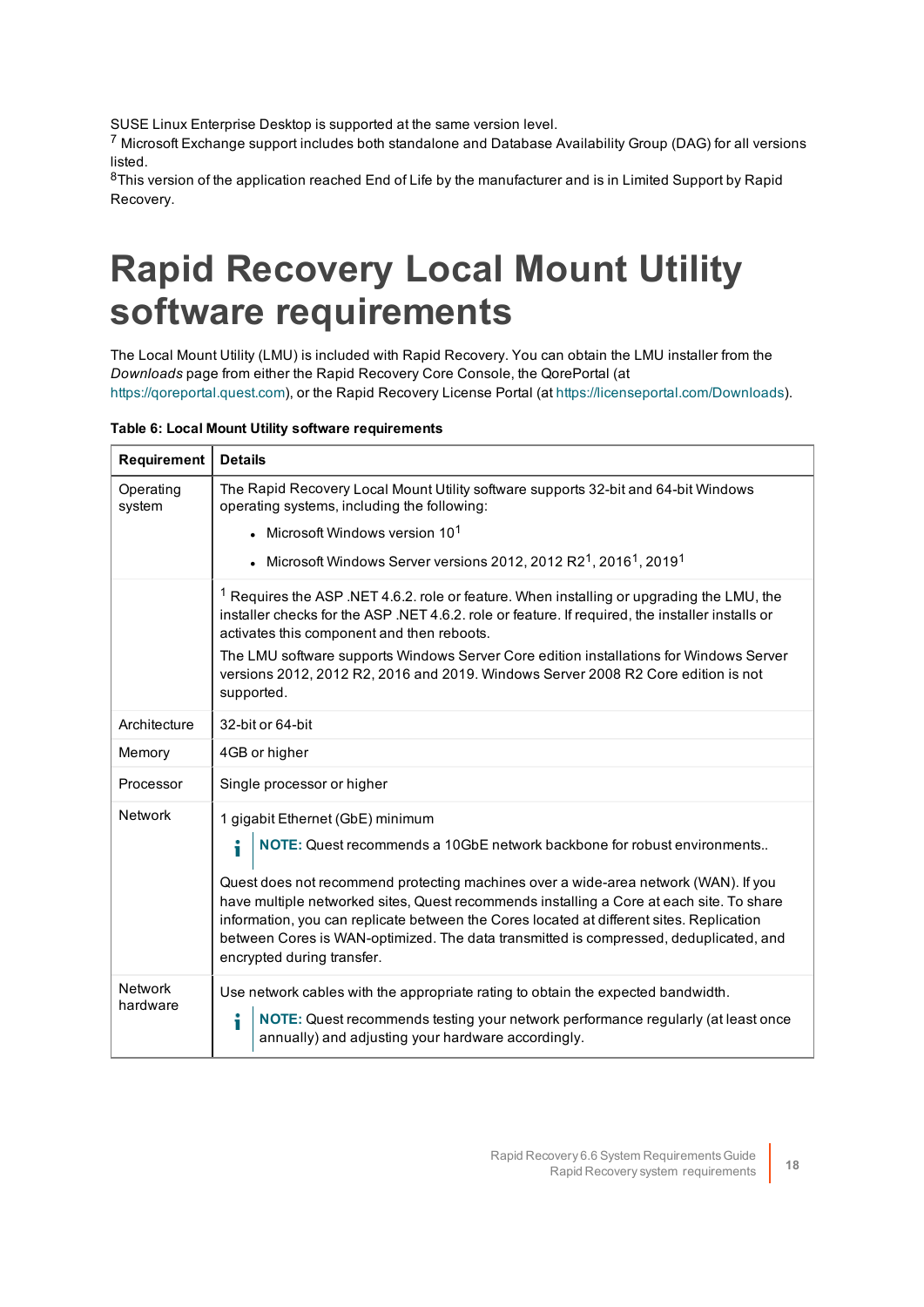SUSE Linux Enterprise Desktop is supported at the same version level.

[7] Microsoft Exchange support includes both standalone and Database Availability Group (DAG) for all versions listed.

[8]This version of the application reached End of Life by the manufacturer and is in Limited Support by Rapid Recovery.

# Rapid Recovery Local Mount Utility software requirements

The Local Mount Utility (LMU) is included with Rapid Recovery. You can obtain the LMU installer from the *Downloads* page from either the Rapid Recovery Core Console, the QorePortal (at https://qoreportal.quest.com), or the Rapid Recovery License Portal (at https://licenseportal.com/Downloads).

**Table 6: Local Mount Utility software requirements**

| Requirement | Details |
|---|---|
| Operating system | The Rapid Recovery Local Mount Utility software supports 32-bit and 64-bit Windows operating systems, including the following:<br>• Microsoft Windows version 10[1]<br>• Microsoft Windows Server versions 2012, 2012 R2[1], 2016[1], 2019[1] |
| | [1] Requires the ASP .NET 4.6.2. role or feature. When installing or upgrading the LMU, the installer checks for the ASP .NET 4.6.2. role or feature. If required, the installer installs or activates this component and then reboots.<br>The LMU software supports Windows Server Core edition installations for Windows Server versions 2012, 2012 R2, 2016 and 2019. Windows Server 2008 R2 Core edition is not supported. |
| Architecture | 32-bit or 64-bit |
| Memory | 4GB or higher |
| Processor | Single processor or higher |
| Network | 1 gigabit Ethernet (GbE) minimum<br>**NOTE:** Quest recommends a 10GbE network backbone for robust environments..<br>Quest does not recommend protecting machines over a wide-area network (WAN). If you have multiple networked sites, Quest recommends installing a Core at each site. To share information, you can replicate between the Cores located at different sites. Replication between Cores is WAN-optimized. The data transmitted is compressed, deduplicated, and encrypted during transfer. |
| Network hardware | Use network cables with the appropriate rating to obtain the expected bandwidth.<br>**NOTE:** Quest recommends testing your network performance regularly (at least once annually) and adjusting your hardware accordingly. |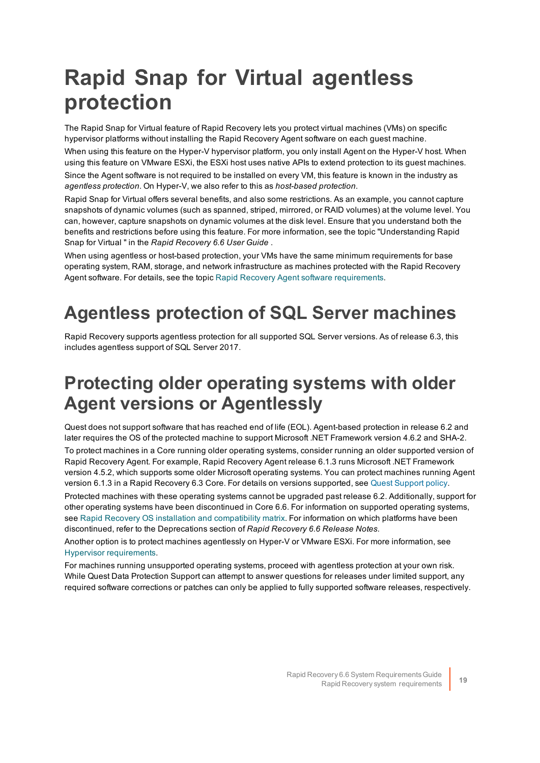# Rapid Snap for Virtual agentless protection

The Rapid Snap for Virtual feature of Rapid Recovery lets you protect virtual machines (VMs) on specific hypervisor platforms without installing the Rapid Recovery Agent software on each guest machine.

When using this feature on the Hyper-V hypervisor platform, you only install Agent on the Hyper-V host. When using this feature on VMware ESXi, the ESXi host uses native APIs to extend protection to its guest machines.

Since the Agent software is not required to be installed on every VM, this feature is known in the industry as *agentless protection*. On Hyper-V, we also refer to this as *host-based protection*.

Rapid Snap for Virtual offers several benefits, and also some restrictions. As an example, you cannot capture snapshots of dynamic volumes (such as spanned, striped, mirrored, or RAID volumes) at the volume level. You can, however, capture snapshots on dynamic volumes at the disk level. Ensure that you understand both the benefits and restrictions before using this feature. For more information, see the topic "Understanding Rapid Snap for Virtual " in the *Rapid Recovery 6.6 User Guide* .

When using agentless or host-based protection, your VMs have the same minimum requirements for base operating system, RAM, storage, and network infrastructure as machines protected with the Rapid Recovery Agent software. For details, see the topic Rapid Recovery Agent software requirements.

# Agentless protection of SQL Server machines

Rapid Recovery supports agentless protection for all supported SQL Server versions. As of release 6.3, this includes agentless support of SQL Server 2017.

# Protecting older operating systems with older Agent versions or Agentlessly

Quest does not support software that has reached end of life (EOL). Agent-based protection in release 6.2 and later requires the OS of the protected machine to support Microsoft .NET Framework version 4.6.2 and SHA-2.

To protect machines in a Core running older operating systems, consider running an older supported version of Rapid Recovery Agent. For example, Rapid Recovery Agent release 6.1.3 runs Microsoft .NET Framework version 4.5.2, which supports some older Microsoft operating systems. You can protect machines running Agent version 6.1.3 in a Rapid Recovery 6.3 Core. For details on versions supported, see Quest Support policy.

Protected machines with these operating systems cannot be upgraded past release 6.2. Additionally, support for other operating systems have been discontinued in Core 6.6. For information on supported operating systems, see Rapid Recovery OS installation and compatibility matrix. For information on which platforms have been discontinued, refer to the Deprecations section of *Rapid Recovery 6.6 Release Notes.*

Another option is to protect machines agentlessly on Hyper-V or VMware ESXi. For more information, see Hypervisor requirements.

For machines running unsupported operating systems, proceed with agentless protection at your own risk. While Quest Data Protection Support can attempt to answer questions for releases under limited support, any required software corrections or patches can only be applied to fully supported software releases, respectively.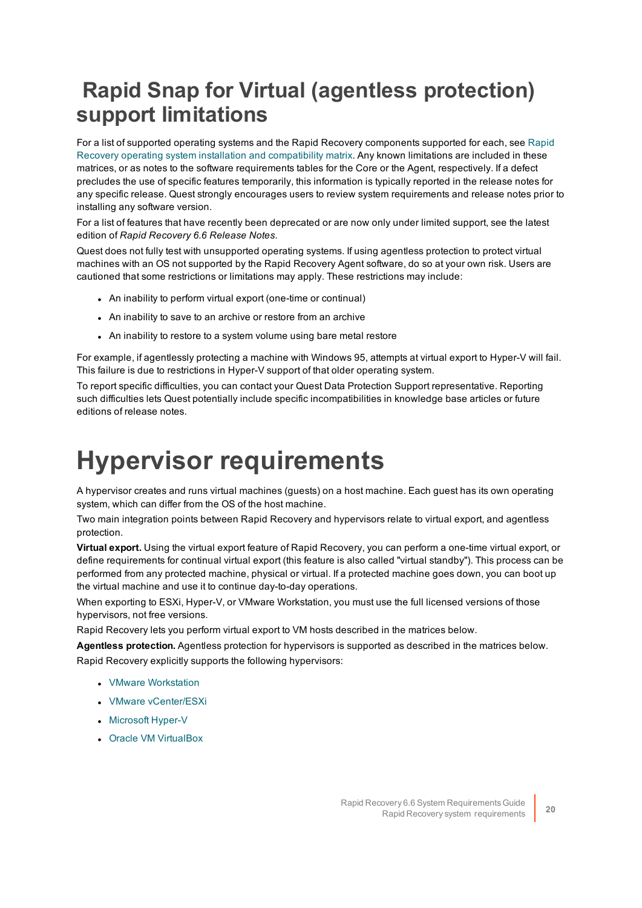# Rapid Snap for Virtual (agentless protection) support limitations

For a list of supported operating systems and the Rapid Recovery components supported for each, see Rapid Recovery operating system installation and compatibility matrix. Any known limitations are included in these matrices, or as notes to the software requirements tables for the Core or the Agent, respectively. If a defect precludes the use of specific features temporarily, this information is typically reported in the release notes for any specific release. Quest strongly encourages users to review system requirements and release notes prior to installing any software version.

For a list of features that have recently been deprecated or are now only under limited support, see the latest edition of *Rapid Recovery 6.6 Release Notes*.

Quest does not fully test with unsupported operating systems. If using agentless protection to protect virtual machines with an OS not supported by the Rapid Recovery Agent software, do so at your own risk. Users are cautioned that some restrictions or limitations may apply. These restrictions may include:

- An inability to perform virtual export (one-time or continual)
- An inability to save to an archive or restore from an archive
- An inability to restore to a system volume using bare metal restore

For example, if agentlessly protecting a machine with Windows 95, attempts at virtual export to Hyper-V will fail. This failure is due to restrictions in Hyper-V support of that older operating system.

To report specific difficulties, you can contact your Quest Data Protection Support representative. Reporting such difficulties lets Quest potentially include specific incompatibilities in knowledge base articles or future editions of release notes.

# Hypervisor requirements

A hypervisor creates and runs virtual machines (guests) on a host machine. Each guest has its own operating system, which can differ from the OS of the host machine.

Two main integration points between Rapid Recovery and hypervisors relate to virtual export, and agentless protection.

**Virtual export.** Using the virtual export feature of Rapid Recovery, you can perform a one-time virtual export, or define requirements for continual virtual export (this feature is also called "virtual standby"). This process can be performed from any protected machine, physical or virtual. If a protected machine goes down, you can boot up the virtual machine and use it to continue day-to-day operations.

When exporting to ESXi, Hyper-V, or VMware Workstation, you must use the full licensed versions of those hypervisors, not free versions.

Rapid Recovery lets you perform virtual export to VM hosts described in the matrices below.

**Agentless protection.** Agentless protection for hypervisors is supported as described in the matrices below.

Rapid Recovery explicitly supports the following hypervisors:

- VMware Workstation
- VMware vCenter/ESXi
- Microsoft Hyper-V
- Oracle VM VirtualBox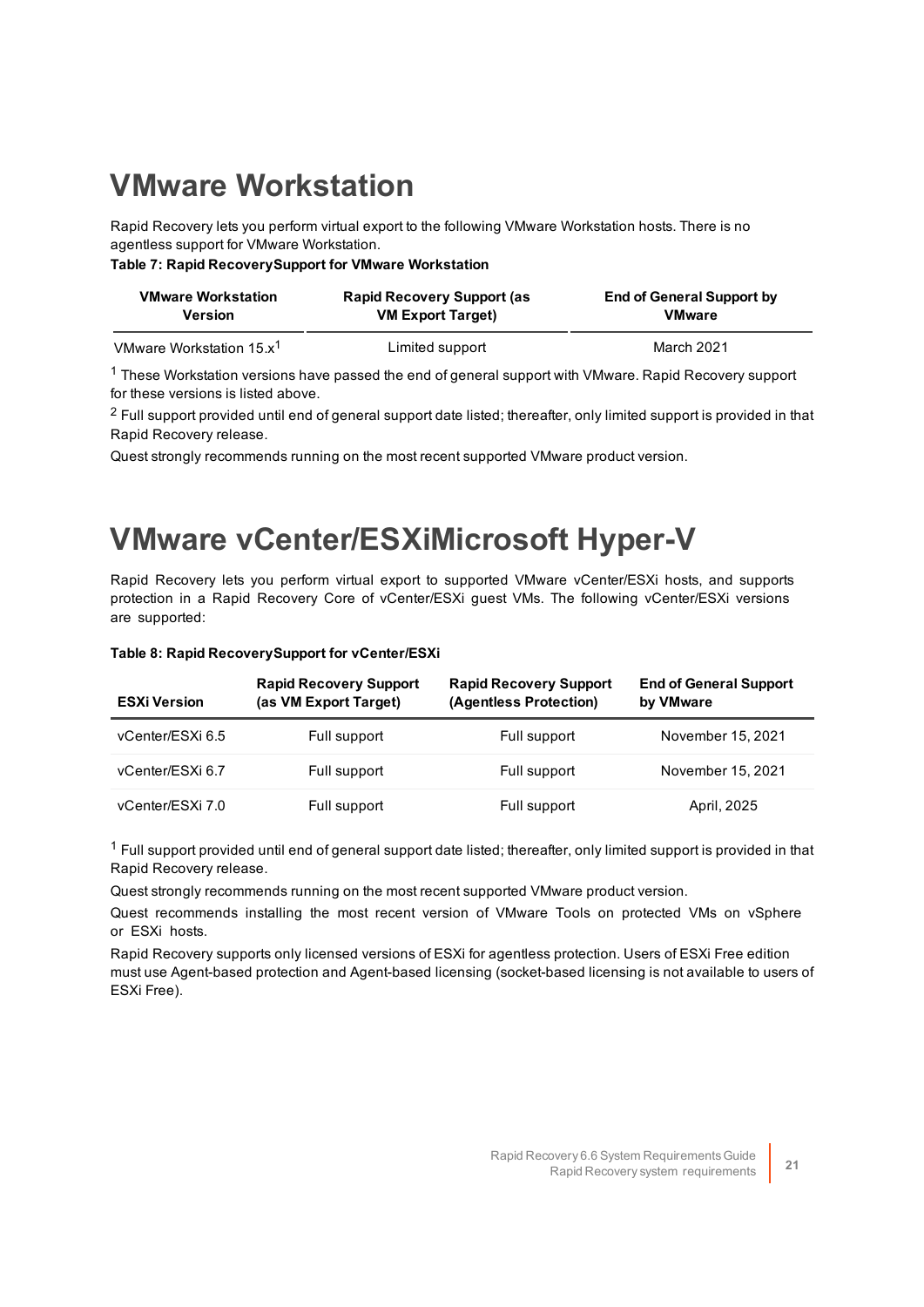# VMware Workstation

Rapid Recovery lets you perform virtual export to the following VMware Workstation hosts. There is no agentless support for VMware Workstation.

**Table 7: Rapid RecoverySupport for VMware Workstation**

| VMware Workstation Version | Rapid Recovery Support (as VM Export Target) | End of General Support by VMware |
|---|---|---|
| VMware Workstation 15.x[1] | Limited support | March 2021 |

[1] These Workstation versions have passed the end of general support with VMware. Rapid Recovery support for these versions is listed above.

[2] Full support provided until end of general support date listed; thereafter, only limited support is provided in that Rapid Recovery release.

Quest strongly recommends running on the most recent supported VMware product version.

# VMware vCenter/ESXiMicrosoft Hyper-V

Rapid Recovery lets you perform virtual export to supported VMware vCenter/ESXi hosts, and supports protection in a Rapid Recovery Core of vCenter/ESXi guest VMs. The following vCenter/ESXi versions are supported:

**Table 8: Rapid RecoverySupport for vCenter/ESXi**

| ESXi Version | Rapid Recovery Support (as VM Export Target) | Rapid Recovery Support (Agentless Protection) | End of General Support by VMware |
|---|---|---|---|
| vCenter/ESXi 6.5 | Full support | Full support | November 15, 2021 |
| vCenter/ESXi 6.7 | Full support | Full support | November 15, 2021 |
| vCenter/ESXi 7.0 | Full support | Full support | April, 2025 |

[1] Full support provided until end of general support date listed; thereafter, only limited support is provided in that Rapid Recovery release.

Quest strongly recommends running on the most recent supported VMware product version.

Quest recommends installing the most recent version of VMware Tools on protected VMs on vSphere or ESXi hosts.

Rapid Recovery supports only licensed versions of ESXi for agentless protection. Users of ESXi Free edition must use Agent-based protection and Agent-based licensing (socket-based licensing is not available to users of ESXi Free).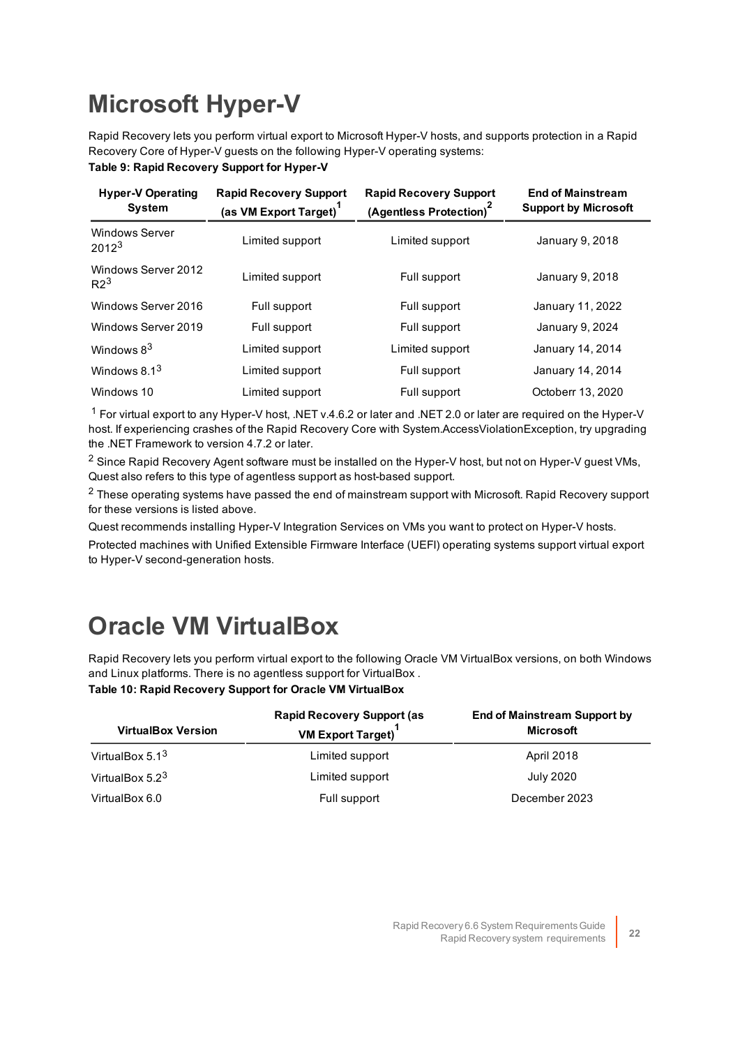# Microsoft Hyper-V

Rapid Recovery lets you perform virtual export to Microsoft Hyper-V hosts, and supports protection in a Rapid Recovery Core of Hyper-V guests on the following Hyper-V operating systems:

**Table 9: Rapid Recovery Support for Hyper-V**

| Hyper-V Operating System | Rapid Recovery Support (as VM Export Target)[1] | Rapid Recovery Support (Agentless Protection)[2] | End of Mainstream Support by Microsoft |
|---|---|---|---|
| Windows Server 2012[3] | Limited support | Limited support | January 9, 2018 |
| Windows Server 2012 R2[3] | Limited support | Full support | January 9, 2018 |
| Windows Server 2016 | Full support | Full support | January 11, 2022 |
| Windows Server 2019 | Full support | Full support | January 9, 2024 |
| Windows 8[3] | Limited support | Limited support | January 14, 2014 |
| Windows 8.1[3] | Limited support | Full support | January 14, 2014 |
| Windows 10 | Limited support | Full support | Octoberr 13, 2020 |

[1] For virtual export to any Hyper-V host, .NET v.4.6.2 or later and .NET 2.0 or later are required on the Hyper-V host. If experiencing crashes of the Rapid Recovery Core with System.AccessViolationException, try upgrading the .NET Framework to version 4.7.2 or later.

[2] Since Rapid Recovery Agent software must be installed on the Hyper-V host, but not on Hyper-V guest VMs, Quest also refers to this type of agentless support as host-based support.

[2] These operating systems have passed the end of mainstream support with Microsoft. Rapid Recovery support for these versions is listed above.

Quest recommends installing Hyper-V Integration Services on VMs you want to protect on Hyper-V hosts.

Protected machines with Unified Extensible Firmware Interface (UEFI) operating systems support virtual export to Hyper-V second-generation hosts.

# Oracle VM VirtualBox

Rapid Recovery lets you perform virtual export to the following Oracle VM VirtualBox versions, on both Windows and Linux platforms. There is no agentless support for VirtualBox .

**Table 10: Rapid Recovery Support for Oracle VM VirtualBox**

| VirtualBox Version | Rapid Recovery Support (as VM Export Target)[1] | End of Mainstream Support by Microsoft |
|---|---|---|
| VirtualBox 5.1[3] | Limited support | April 2018 |
| VirtualBox 5.2[3] | Limited support | July 2020 |
| VirtualBox 6.0 | Full support | December 2023 |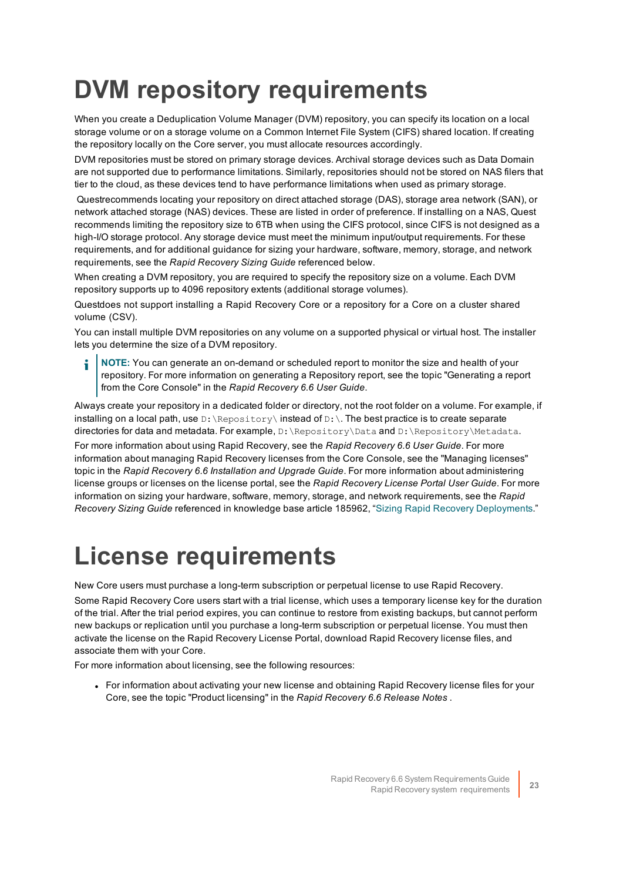# DVM repository requirements

When you create a Deduplication Volume Manager (DVM) repository, you can specify its location on a local storage volume or on a storage volume on a Common Internet File System (CIFS) shared location. If creating the repository locally on the Core server, you must allocate resources accordingly.

DVM repositories must be stored on primary storage devices. Archival storage devices such as Data Domain are not supported due to performance limitations. Similarly, repositories should not be stored on NAS filers that tier to the cloud, as these devices tend to have performance limitations when used as primary storage.

Questrecommends locating your repository on direct attached storage (DAS), storage area network (SAN), or network attached storage (NAS) devices. These are listed in order of preference. If installing on a NAS, Quest recommends limiting the repository size to 6TB when using the CIFS protocol, since CIFS is not designed as a high-I/O storage protocol. Any storage device must meet the minimum input/output requirements. For these requirements, and for additional guidance for sizing your hardware, software, memory, storage, and network requirements, see the *Rapid Recovery Sizing Guide* referenced below.

When creating a DVM repository, you are required to specify the repository size on a volume. Each DVM repository supports up to 4096 repository extents (additional storage volumes).

Questdoes not support installing a Rapid Recovery Core or a repository for a Core on a cluster shared volume (CSV).

You can install multiple DVM repositories on any volume on a supported physical or virtual host. The installer lets you determine the size of a DVM repository.

> **NOTE:** You can generate an on-demand or scheduled report to monitor the size and health of your repository. For more information on generating a Repository report, see the topic "Generating a report from the Core Console" in the *Rapid Recovery 6.6 User Guide*.

Always create your repository in a dedicated folder or directory, not the root folder on a volume. For example, if installing on a local path, use `D:\Repository\` instead of `D:\`. The best practice is to create separate directories for data and metadata. For example, `D:\Repository\Data` and `D:\Repository\Metadata`.

For more information about using Rapid Recovery, see the *Rapid Recovery 6.6 User Guide*. For more information about managing Rapid Recovery licenses from the Core Console, see the "Managing licenses" topic in the *Rapid Recovery 6.6 Installation and Upgrade Guide*. For more information about administering license groups or licenses on the license portal, see the *Rapid Recovery License Portal User Guide*. For more information on sizing your hardware, software, memory, storage, and network requirements, see the *Rapid Recovery Sizing Guide* referenced in knowledge base article 185962, "Sizing Rapid Recovery Deployments."

# License requirements

New Core users must purchase a long-term subscription or perpetual license to use Rapid Recovery.

Some Rapid Recovery Core users start with a trial license, which uses a temporary license key for the duration of the trial. After the trial period expires, you can continue to restore from existing backups, but cannot perform new backups or replication until you purchase a long-term subscription or perpetual license. You must then activate the license on the Rapid Recovery License Portal, download Rapid Recovery license files, and associate them with your Core.

For more information about licensing, see the following resources:

- For information about activating your new license and obtaining Rapid Recovery license files for your Core, see the topic "Product licensing" in the *Rapid Recovery 6.6 Release Notes* .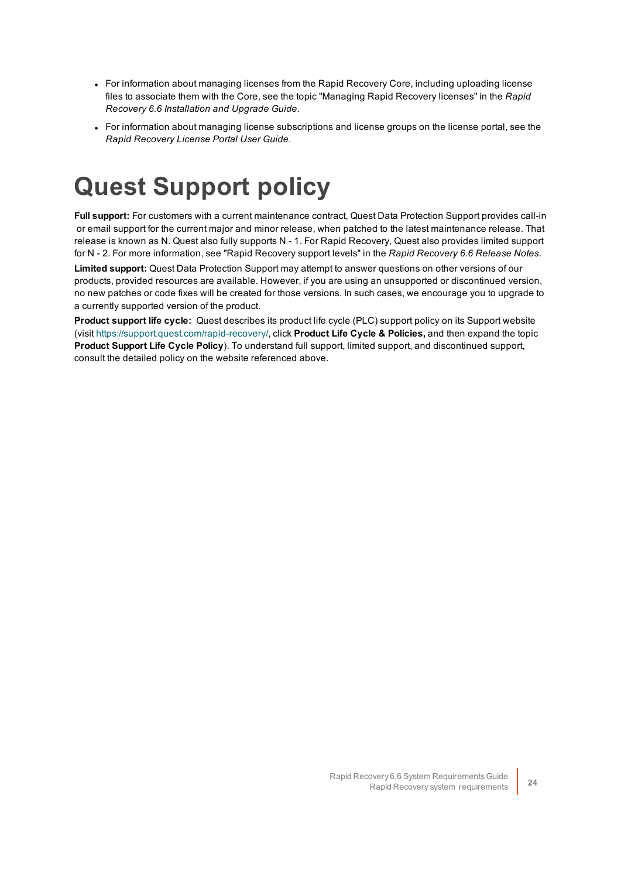- For information about managing licenses from the Rapid Recovery Core, including uploading license files to associate them with the Core, see the topic "Managing Rapid Recovery licenses" in the *Rapid Recovery 6.6 Installation and Upgrade Guide.*
- For information about managing license subscriptions and license groups on the license portal, see the *Rapid Recovery License Portal User Guide*.

# Quest Support policy

**Full support:** For customers with a current maintenance contract, Quest Data Protection Support provides call-in or email support for the current major and minor release, when patched to the latest maintenance release. That release is known as N. Quest also fully supports N - 1. For Rapid Recovery, Quest also provides limited support for N - 2. For more information, see "Rapid Recovery support levels" in the *Rapid Recovery 6.6 Release Notes.*

**Limited support:** Quest Data Protection Support may attempt to answer questions on other versions of our products, provided resources are available. However, if you are using an unsupported or discontinued version, no new patches or code fixes will be created for those versions. In such cases, we encourage you to upgrade to a currently supported version of the product.

**Product support life cycle:** Quest describes its product life cycle (PLC) support policy on its Support website (visit https://support.quest.com/rapid-recovery/, click **Product Life Cycle & Policies,** and then expand the topic **Product Support Life Cycle Policy**). To understand full support, limited support, and discontinued support, consult the detailed policy on the website referenced above.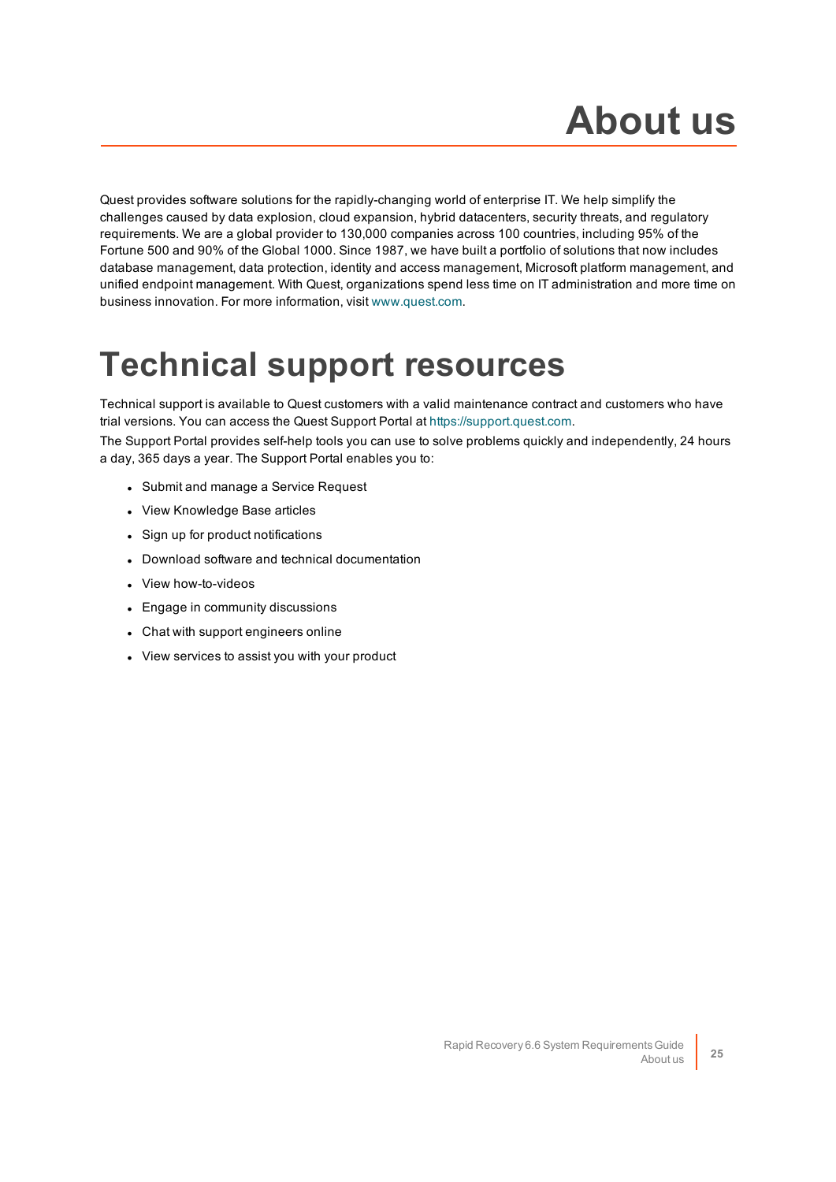# About us

Quest provides software solutions for the rapidly-changing world of enterprise IT. We help simplify the challenges caused by data explosion, cloud expansion, hybrid datacenters, security threats, and regulatory requirements. We are a global provider to 130,000 companies across 100 countries, including 95% of the Fortune 500 and 90% of the Global 1000. Since 1987, we have built a portfolio of solutions that now includes database management, data protection, identity and access management, Microsoft platform management, and unified endpoint management. With Quest, organizations spend less time on IT administration and more time on business innovation. For more information, visit www.quest.com.

# Technical support resources

Technical support is available to Quest customers with a valid maintenance contract and customers who have trial versions. You can access the Quest Support Portal at https://support.quest.com.

The Support Portal provides self-help tools you can use to solve problems quickly and independently, 24 hours a day, 365 days a year. The Support Portal enables you to:

- Submit and manage a Service Request
- View Knowledge Base articles
- Sign up for product notifications
- Download software and technical documentation
- View how-to-videos
- Engage in community discussions
- Chat with support engineers online
- View services to assist you with your product